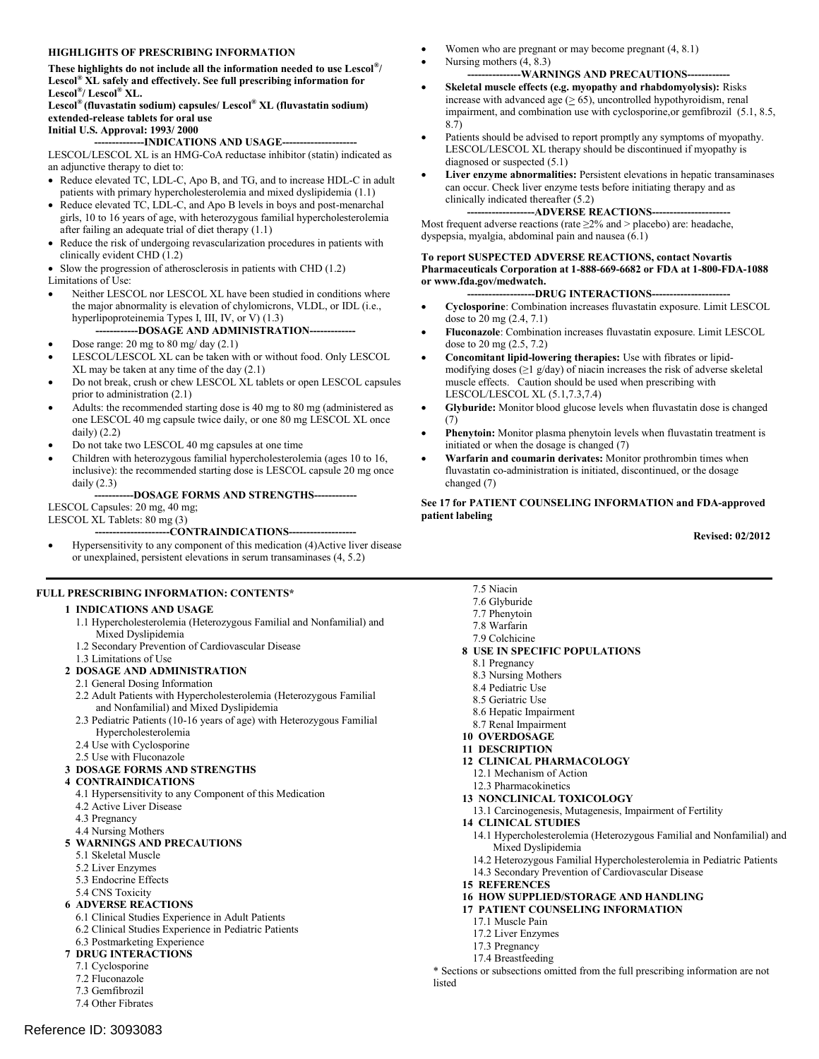## HIGHLIGHTS OF PRESCRIBING INFORMATION

**These highlights do not include all the information needed to use Lescol®/ Lescol® XL safely and effectively. See full prescribing information for Lescol®/ Lescol® XL.**

**Lescol® (fluvastatin sodium) capsules/ Lescol® XL (fluvastatin sodium) extended-release tablets for oral use**

**Initial U.S. Approval: 1993/ 2000**

### --------------INDICATIONS AND USAGE---------------------

LESCOL/LESCOL XL is an HMG-CoA reductase inhibitor (statin) indicated as an adjunctive therapy to diet to:

- Reduce elevated TC, LDL-C, Apo B, and TG, and to increase HDL-C in adult patients with primary hypercholesterolemia and mixed dyslipidemia (1.1)
- Reduce elevated TC, LDL-C, and Apo B levels in boys and post-menarchal girls, 10 to 16 years of age, with heterozygous familial hypercholesterolemia after failing an adequate trial of diet therapy (1.1)
- Reduce the risk of undergoing revascularization procedures in patients with clinically evident CHD (1.2)
- Slow the progression of atherosclerosis in patients with CHD (1.2)

Limitations of Use:

- Neither LESCOL nor LESCOL XL have been studied in conditions where the major abnormality is elevation of chylomicrons, VLDL, or IDL (i.e., hyperlipoproteinemia Types I, III, IV, or V) (1.3)

### ------------DOSAGE AND ADMINISTRATION-------------

- Dose range: 20 mg to 80 mg/ day (2.1)
- LESCOL/LESCOL XL can be taken with or without food. Only LESCOL XL may be taken at any time of the day (2.1)
- Do not break, crush or chew LESCOL XL tablets or open LESCOL capsules prior to administration (2.1)
- Adults: the recommended starting dose is 40 mg to 80 mg (administered as one LESCOL 40 mg capsule twice daily, or one 80 mg LESCOL XL once daily) (2.2)
- Do not take two LESCOL 40 mg capsules at one time
- Children with heterozygous familial hypercholesterolemia (ages 10 to 16, inclusive): the recommended starting dose is LESCOL capsule 20 mg once daily (2.3)

### -----------DOSAGE FORMS AND STRENGTHS------------

LESCOL Capsules: 20 mg, 40 mg;
LESCOL XL Tablets: 80 mg (3)

### ---------------------CONTRAINDICATIONS-------------------

- Hypersensitivity to any component of this medication (4)Active liver disease or unexplained, persistent elevations in serum transaminases (4, 5.2)
- Women who are pregnant or may become pregnant (4, 8.1)
- Nursing mothers (4, 8.3)

### ---------------WARNINGS AND PRECAUTIONS------------

- **Skeletal muscle effects (e.g. myopathy and rhabdomyolysis):** Risks increase with advanced age (≥ 65), uncontrolled hypothyroidism, renal impairment, and combination use with cyclosporine,or gemfibrozil (5.1, 8.5, 8.7)
- Patients should be advised to report promptly any symptoms of myopathy. LESCOL/LESCOL XL therapy should be discontinued if myopathy is diagnosed or suspected (5.1)
- **Liver enzyme abnormalities:** Persistent elevations in hepatic transaminases can occur. Check liver enzyme tests before initiating therapy and as clinically indicated thereafter (5.2)

### -------------------ADVERSE REACTIONS----------------------

Most frequent adverse reactions (rate ≥2% and > placebo) are: headache, dyspepsia, myalgia, abdominal pain and nausea (6.1)

**To report SUSPECTED ADVERSE REACTIONS, contact Novartis Pharmaceuticals Corporation at 1-888-669-6682 or FDA at 1-800-FDA-1088 or www.fda.gov/medwatch.**

### -------------------DRUG INTERACTIONS----------------------

- **Cyclosporine**: Combination increases fluvastatin exposure. Limit LESCOL dose to 20 mg (2.4, 7.1)
- **Fluconazole**: Combination increases fluvastatin exposure. Limit LESCOL dose to 20 mg (2.5, 7.2)
- **Concomitant lipid-lowering therapies:** Use with fibrates or lipid-modifying doses (≥1 g/day) of niacin increases the risk of adverse skeletal muscle effects. Caution should be used when prescribing with LESCOL/LESCOL XL (5.1,7.3,7.4)
- **Glyburide:** Monitor blood glucose levels when fluvastatin dose is changed (7)
- **Phenytoin:** Monitor plasma phenytoin levels when fluvastatin treatment is initiated or when the dosage is changed (7)
- **Warfarin and coumarin derivates:** Monitor prothrombin times when fluvastatin co-administration is initiated, discontinued, or the dosage changed (7)

**See 17 for PATIENT COUNSELING INFORMATION and FDA-approved patient labeling**

**Revised: 02/2012**

## FULL PRESCRIBING INFORMATION: CONTENTS*

**1 INDICATIONS AND USAGE**
- 1.1 Hypercholesterolemia (Heterozygous Familial and Nonfamilial) and Mixed Dyslipidemia
- 1.2 Secondary Prevention of Cardiovascular Disease
- 1.3 Limitations of Use

**2 DOSAGE AND ADMINISTRATION**
- 2.1 General Dosing Information
- 2.2 Adult Patients with Hypercholesterolemia (Heterozygous Familial and Nonfamilial) and Mixed Dyslipidemia
- 2.3 Pediatric Patients (10-16 years of age) with Heterozygous Familial Hypercholesterolemia
- 2.4 Use with Cyclosporine
- 2.5 Use with Fluconazole

**3 DOSAGE FORMS AND STRENGTHS**

**4 CONTRAINDICATIONS**
- 4.1 Hypersensitivity to any Component of this Medication
- 4.2 Active Liver Disease
- 4.3 Pregnancy
- 4.4 Nursing Mothers

**5 WARNINGS AND PRECAUTIONS**
- 5.1 Skeletal Muscle
- 5.2 Liver Enzymes
- 5.3 Endocrine Effects
- 5.4 CNS Toxicity

**6 ADVERSE REACTIONS**
- 6.1 Clinical Studies Experience in Adult Patients
- 6.2 Clinical Studies Experience in Pediatric Patients
- 6.3 Postmarketing Experience

**7 DRUG INTERACTIONS**
- 7.1 Cyclosporine
- 7.2 Fluconazole
- 7.3 Gemfibrozil
- 7.4 Other Fibrates
- 7.5 Niacin
- 7.6 Glyburide
- 7.7 Phenytoin
- 7.8 Warfarin
- 7.9 Colchicine

**8 USE IN SPECIFIC POPULATIONS**
- 8.1 Pregnancy
- 8.3 Nursing Mothers
- 8.4 Pediatric Use
- 8.5 Geriatric Use
- 8.6 Hepatic Impairment
- 8.7 Renal Impairment

**10 OVERDOSAGE**

**11 DESCRIPTION**

**12 CLINICAL PHARMACOLOGY**
- 12.1 Mechanism of Action
- 12.3 Pharmacokinetics

**13 NONCLINICAL TOXICOLOGY**
- 13.1 Carcinogenesis, Mutagenesis, Impairment of Fertility

**14 CLINICAL STUDIES**
- 14.1 Hypercholesterolemia (Heterozygous Familial and Nonfamilial) and Mixed Dyslipidemia
- 14.2 Heterozygous Familial Hypercholesterolemia in Pediatric Patients
- 14.3 Secondary Prevention of Cardiovascular Disease

**15 REFERENCES**

**16 HOW SUPPLIED/STORAGE AND HANDLING**

**17 PATIENT COUNSELING INFORMATION**
- 17.1 Muscle Pain
- 17.2 Liver Enzymes
- 17.3 Pregnancy
- 17.4 Breastfeeding

\* Sections or subsections omitted from the full prescribing information are not listed

Reference ID: 3093083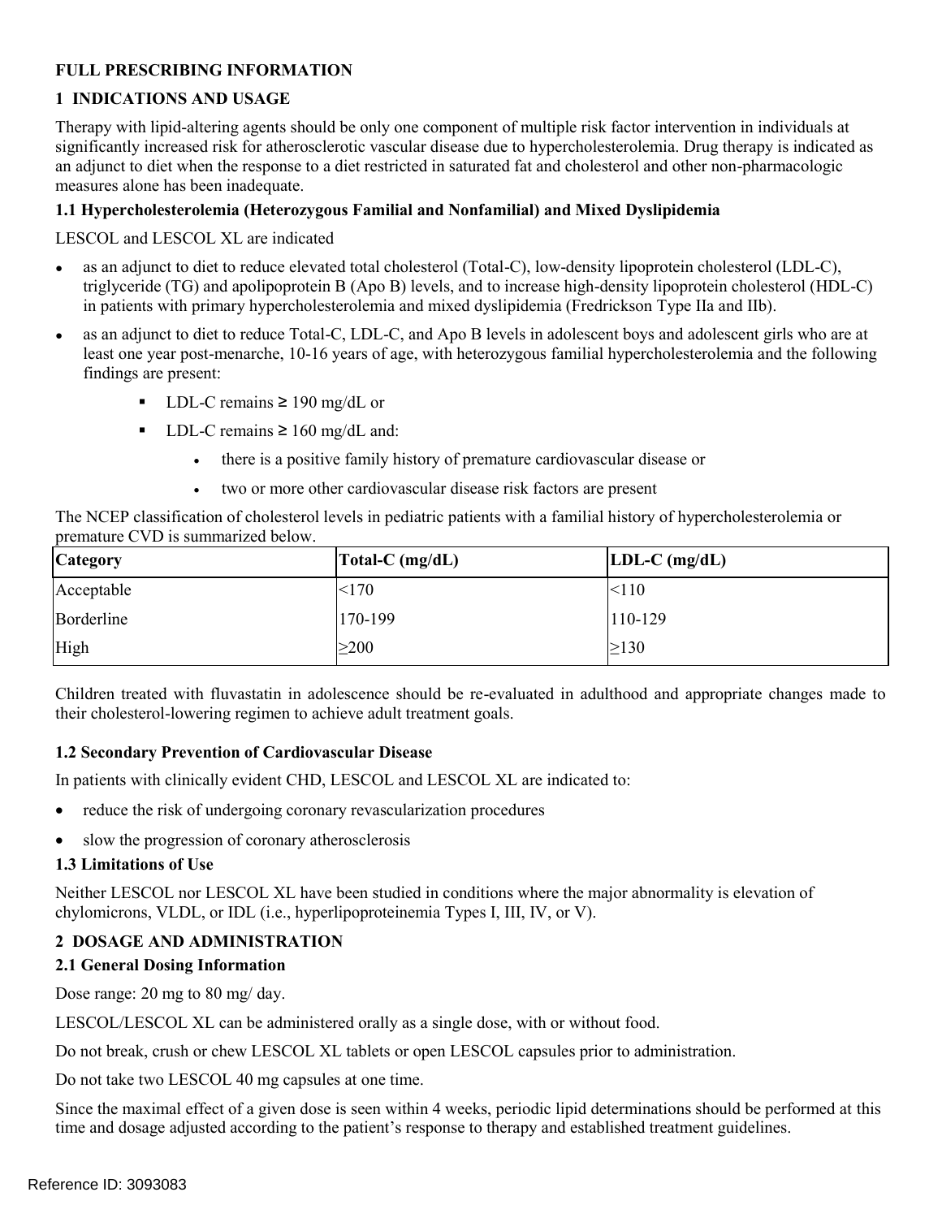## FULL PRESCRIBING INFORMATION

## 1 INDICATIONS AND USAGE

Therapy with lipid-altering agents should be only one component of multiple risk factor intervention in individuals at significantly increased risk for atherosclerotic vascular disease due to hypercholesterolemia. Drug therapy is indicated as an adjunct to diet when the response to a diet restricted in saturated fat and cholesterol and other non-pharmacologic measures alone has been inadequate.

### 1.1 Hypercholesterolemia (Heterozygous Familial and Nonfamilial) and Mixed Dyslipidemia

LESCOL and LESCOL XL are indicated

- as an adjunct to diet to reduce elevated total cholesterol (Total-C), low-density lipoprotein cholesterol (LDL-C), triglyceride (TG) and apolipoprotein B (Apo B) levels, and to increase high-density lipoprotein cholesterol (HDL-C) in patients with primary hypercholesterolemia and mixed dyslipidemia (Fredrickson Type IIa and IIb).
- as an adjunct to diet to reduce Total-C, LDL-C, and Apo B levels in adolescent boys and adolescent girls who are at least one year post-menarche, 10-16 years of age, with heterozygous familial hypercholesterolemia and the following findings are present:
  - LDL-C remains ≥ 190 mg/dL or
  - LDL-C remains ≥ 160 mg/dL and:
    - there is a positive family history of premature cardiovascular disease or
    - two or more other cardiovascular disease risk factors are present

The NCEP classification of cholesterol levels in pediatric patients with a familial history of hypercholesterolemia or premature CVD is summarized below.

| Category | Total-C (mg/dL) | LDL-C (mg/dL) |
|---|---|---|
| Acceptable | <170 | <110 |
| Borderline | 170-199 | 110-129 |
| High | ≥200 | ≥130 |

Children treated with fluvastatin in adolescence should be re-evaluated in adulthood and appropriate changes made to their cholesterol-lowering regimen to achieve adult treatment goals.

### 1.2 Secondary Prevention of Cardiovascular Disease

In patients with clinically evident CHD, LESCOL and LESCOL XL are indicated to:

- reduce the risk of undergoing coronary revascularization procedures
- slow the progression of coronary atherosclerosis

### 1.3 Limitations of Use

Neither LESCOL nor LESCOL XL have been studied in conditions where the major abnormality is elevation of chylomicrons, VLDL, or IDL (i.e., hyperlipoproteinemia Types I, III, IV, or V).

## 2 DOSAGE AND ADMINISTRATION

### 2.1 General Dosing Information

Dose range: 20 mg to 80 mg/ day.

LESCOL/LESCOL XL can be administered orally as a single dose, with or without food.

Do not break, crush or chew LESCOL XL tablets or open LESCOL capsules prior to administration.

Do not take two LESCOL 40 mg capsules at one time.

Since the maximal effect of a given dose is seen within 4 weeks, periodic lipid determinations should be performed at this time and dosage adjusted according to the patient's response to therapy and established treatment guidelines.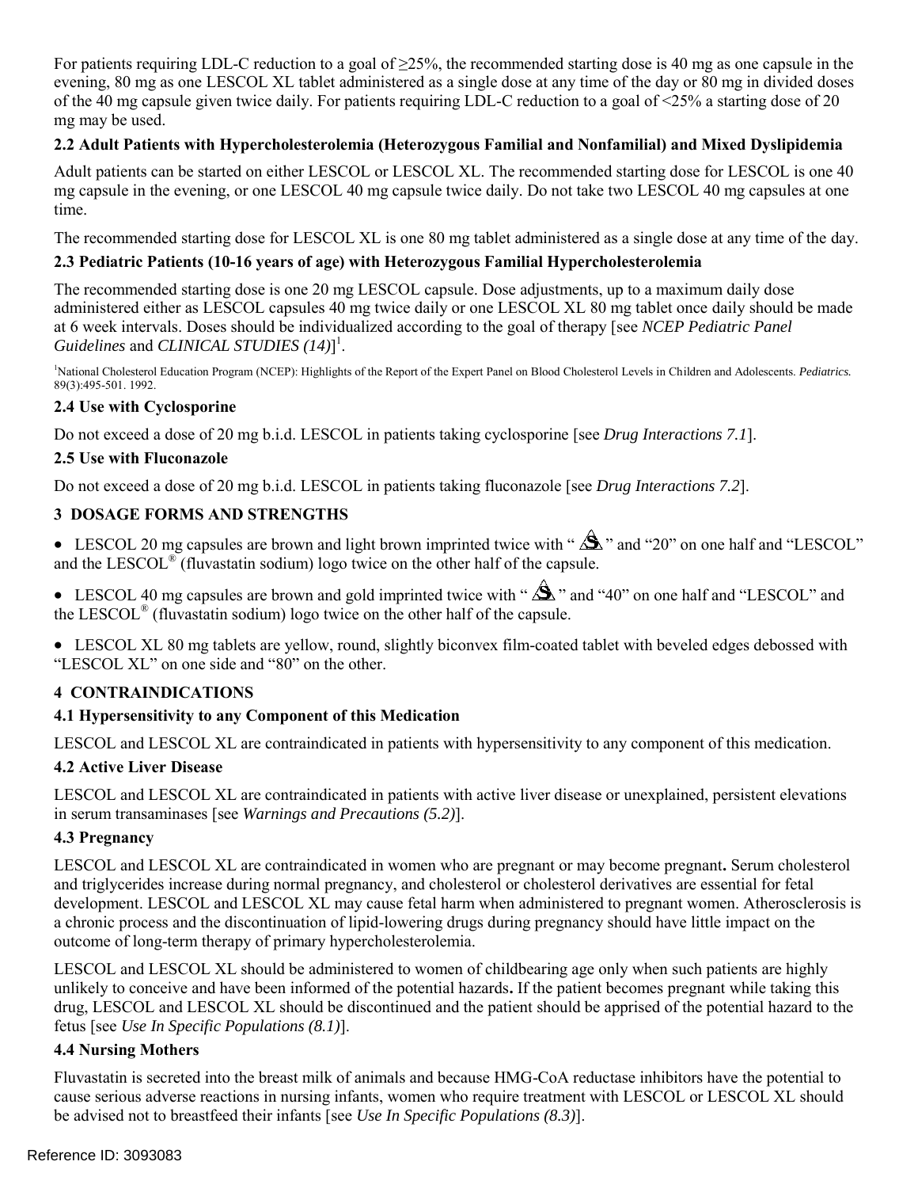For patients requiring LDL-C reduction to a goal of ≥25%, the recommended starting dose is 40 mg as one capsule in the evening, 80 mg as one LESCOL XL tablet administered as a single dose at any time of the day or 80 mg in divided doses of the 40 mg capsule given twice daily. For patients requiring LDL-C reduction to a goal of <25% a starting dose of 20 mg may be used.

### 2.2 Adult Patients with Hypercholesterolemia (Heterozygous Familial and Nonfamilial) and Mixed Dyslipidemia

Adult patients can be started on either LESCOL or LESCOL XL. The recommended starting dose for LESCOL is one 40 mg capsule in the evening, or one LESCOL 40 mg capsule twice daily. Do not take two LESCOL 40 mg capsules at one time.

The recommended starting dose for LESCOL XL is one 80 mg tablet administered as a single dose at any time of the day.

### 2.3 Pediatric Patients (10-16 years of age) with Heterozygous Familial Hypercholesterolemia

The recommended starting dose is one 20 mg LESCOL capsule. Dose adjustments, up to a maximum daily dose administered either as LESCOL capsules 40 mg twice daily or one LESCOL XL 80 mg tablet once daily should be made at 6 week intervals. Doses should be individualized according to the goal of therapy [see *NCEP Pediatric Panel Guidelines* and *CLINICAL STUDIES (14)*][1].

[1]National Cholesterol Education Program (NCEP): Highlights of the Report of the Expert Panel on Blood Cholesterol Levels in Children and Adolescents. *Pediatrics.* 89(3):495-501. 1992.

### 2.4 Use with Cyclosporine

Do not exceed a dose of 20 mg b.i.d. LESCOL in patients taking cyclosporine [see *Drug Interactions 7.1*].

### 2.5 Use with Fluconazole

Do not exceed a dose of 20 mg b.i.d. LESCOL in patients taking fluconazole [see *Drug Interactions 7.2*].

## 3 DOSAGE FORMS AND STRENGTHS

- LESCOL 20 mg capsules are brown and light brown imprinted twice with " " and "20" on one half and "LESCOL" and the LESCOL® (fluvastatin sodium) logo twice on the other half of the capsule.
- LESCOL 40 mg capsules are brown and gold imprinted twice with " " and "40" on one half and "LESCOL" and the LESCOL® (fluvastatin sodium) logo twice on the other half of the capsule.
- LESCOL XL 80 mg tablets are yellow, round, slightly biconvex film-coated tablet with beveled edges debossed with "LESCOL XL" on one side and "80" on the other.

## 4 CONTRAINDICATIONS

### 4.1 Hypersensitivity to any Component of this Medication

LESCOL and LESCOL XL are contraindicated in patients with hypersensitivity to any component of this medication.

### 4.2 Active Liver Disease

LESCOL and LESCOL XL are contraindicated in patients with active liver disease or unexplained, persistent elevations in serum transaminases [see *Warnings and Precautions (5.2)*].

### 4.3 Pregnancy

LESCOL and LESCOL XL are contraindicated in women who are pregnant or may become pregnant**.** Serum cholesterol and triglycerides increase during normal pregnancy, and cholesterol or cholesterol derivatives are essential for fetal development. LESCOL and LESCOL XL may cause fetal harm when administered to pregnant women. Atherosclerosis is a chronic process and the discontinuation of lipid-lowering drugs during pregnancy should have little impact on the outcome of long-term therapy of primary hypercholesterolemia.

LESCOL and LESCOL XL should be administered to women of childbearing age only when such patients are highly unlikely to conceive and have been informed of the potential hazards**.** If the patient becomes pregnant while taking this drug, LESCOL and LESCOL XL should be discontinued and the patient should be apprised of the potential hazard to the fetus [see *Use In Specific Populations (8.1)*].

### 4.4 Nursing Mothers

Fluvastatin is secreted into the breast milk of animals and because HMG-CoA reductase inhibitors have the potential to cause serious adverse reactions in nursing infants, women who require treatment with LESCOL or LESCOL XL should be advised not to breastfeed their infants [see *Use In Specific Populations (8.3)*].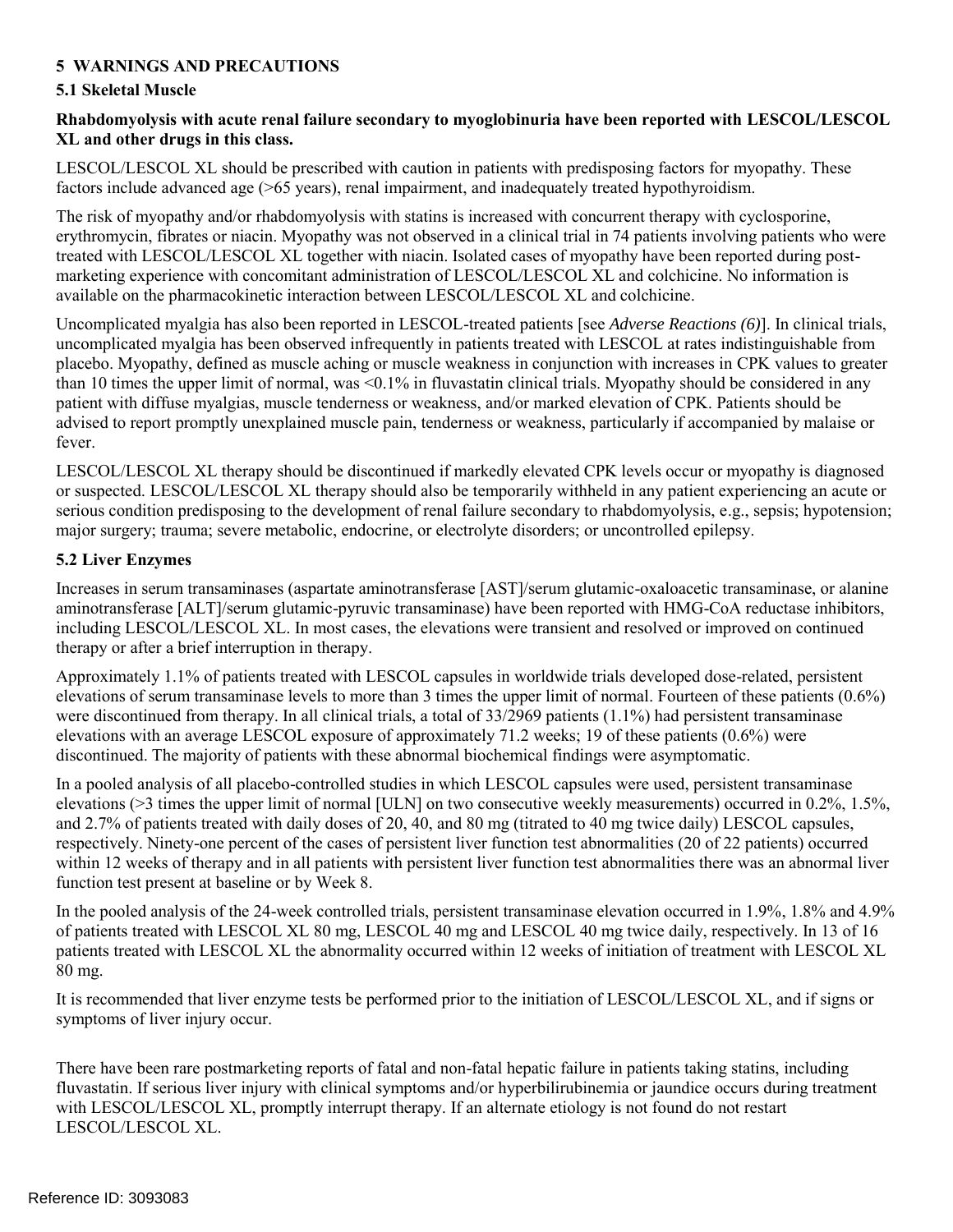## 5 WARNINGS AND PRECAUTIONS

### 5.1 Skeletal Muscle

**Rhabdomyolysis with acute renal failure secondary to myoglobinuria have been reported with LESCOL/LESCOL XL and other drugs in this class.**

LESCOL/LESCOL XL should be prescribed with caution in patients with predisposing factors for myopathy. These factors include advanced age (>65 years), renal impairment, and inadequately treated hypothyroidism.

The risk of myopathy and/or rhabdomyolysis with statins is increased with concurrent therapy with cyclosporine, erythromycin, fibrates or niacin. Myopathy was not observed in a clinical trial in 74 patients involving patients who were treated with LESCOL/LESCOL XL together with niacin. Isolated cases of myopathy have been reported during post-marketing experience with concomitant administration of LESCOL/LESCOL XL and colchicine. No information is available on the pharmacokinetic interaction between LESCOL/LESCOL XL and colchicine.

Uncomplicated myalgia has also been reported in LESCOL-treated patients [see *Adverse Reactions (6)*]. In clinical trials, uncomplicated myalgia has been observed infrequently in patients treated with LESCOL at rates indistinguishable from placebo. Myopathy, defined as muscle aching or muscle weakness in conjunction with increases in CPK values to greater than 10 times the upper limit of normal, was <0.1% in fluvastatin clinical trials. Myopathy should be considered in any patient with diffuse myalgias, muscle tenderness or weakness, and/or marked elevation of CPK. Patients should be advised to report promptly unexplained muscle pain, tenderness or weakness, particularly if accompanied by malaise or fever.

LESCOL/LESCOL XL therapy should be discontinued if markedly elevated CPK levels occur or myopathy is diagnosed or suspected. LESCOL/LESCOL XL therapy should also be temporarily withheld in any patient experiencing an acute or serious condition predisposing to the development of renal failure secondary to rhabdomyolysis, e.g., sepsis; hypotension; major surgery; trauma; severe metabolic, endocrine, or electrolyte disorders; or uncontrolled epilepsy.

### 5.2 Liver Enzymes

Increases in serum transaminases (aspartate aminotransferase [AST]/serum glutamic-oxaloacetic transaminase, or alanine aminotransferase [ALT]/serum glutamic-pyruvic transaminase) have been reported with HMG-CoA reductase inhibitors, including LESCOL/LESCOL XL. In most cases, the elevations were transient and resolved or improved on continued therapy or after a brief interruption in therapy.

Approximately 1.1% of patients treated with LESCOL capsules in worldwide trials developed dose-related, persistent elevations of serum transaminase levels to more than 3 times the upper limit of normal. Fourteen of these patients (0.6%) were discontinued from therapy. In all clinical trials, a total of 33/2969 patients (1.1%) had persistent transaminase elevations with an average LESCOL exposure of approximately 71.2 weeks; 19 of these patients (0.6%) were discontinued. The majority of patients with these abnormal biochemical findings were asymptomatic.

In a pooled analysis of all placebo-controlled studies in which LESCOL capsules were used, persistent transaminase elevations (>3 times the upper limit of normal [ULN] on two consecutive weekly measurements) occurred in 0.2%, 1.5%, and 2.7% of patients treated with daily doses of 20, 40, and 80 mg (titrated to 40 mg twice daily) LESCOL capsules, respectively. Ninety-one percent of the cases of persistent liver function test abnormalities (20 of 22 patients) occurred within 12 weeks of therapy and in all patients with persistent liver function test abnormalities there was an abnormal liver function test present at baseline or by Week 8.

In the pooled analysis of the 24-week controlled trials, persistent transaminase elevation occurred in 1.9%, 1.8% and 4.9% of patients treated with LESCOL XL 80 mg, LESCOL 40 mg and LESCOL 40 mg twice daily, respectively. In 13 of 16 patients treated with LESCOL XL the abnormality occurred within 12 weeks of initiation of treatment with LESCOL XL 80 mg.

It is recommended that liver enzyme tests be performed prior to the initiation of LESCOL/LESCOL XL, and if signs or symptoms of liver injury occur.

There have been rare postmarketing reports of fatal and non-fatal hepatic failure in patients taking statins, including fluvastatin. If serious liver injury with clinical symptoms and/or hyperbilirubinemia or jaundice occurs during treatment with LESCOL/LESCOL XL, promptly interrupt therapy. If an alternate etiology is not found do not restart LESCOL/LESCOL XL.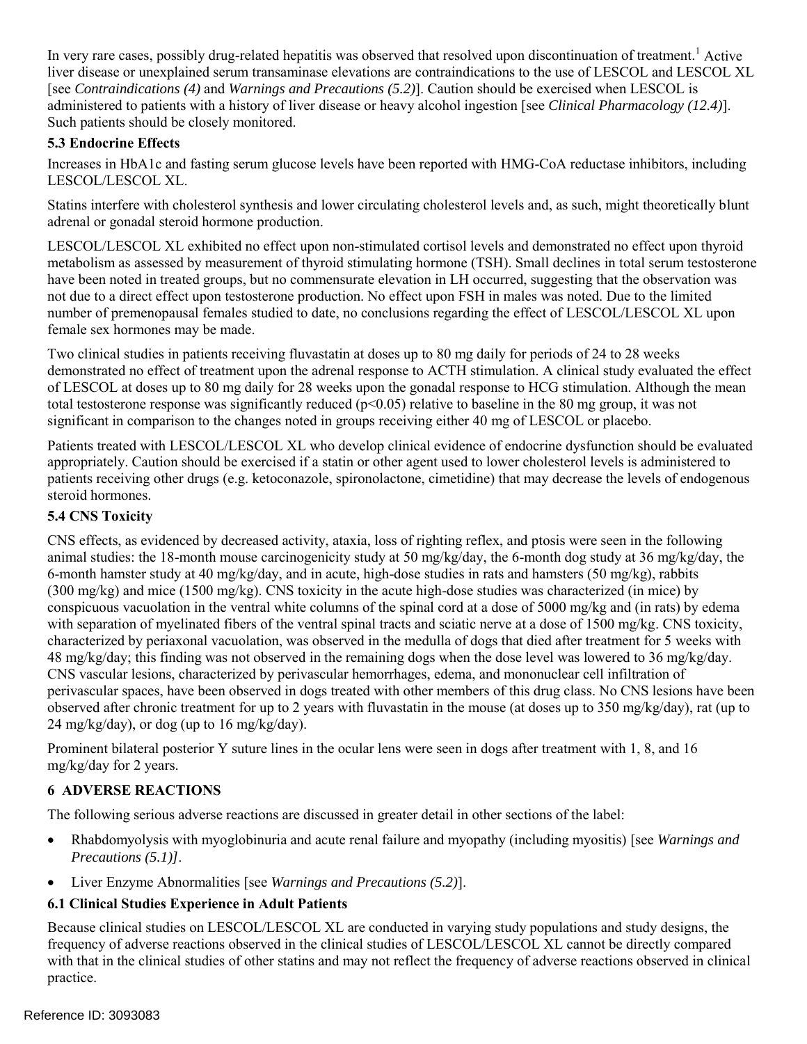In very rare cases, possibly drug-related hepatitis was observed that resolved upon discontinuation of treatment.[1] Active liver disease or unexplained serum transaminase elevations are contraindications to the use of LESCOL and LESCOL XL [see *Contraindications (4)* and *Warnings and Precautions (5.2)*]. Caution should be exercised when LESCOL is administered to patients with a history of liver disease or heavy alcohol ingestion [see *Clinical Pharmacology (12.4)*]. Such patients should be closely monitored.

### 5.3 Endocrine Effects

Increases in HbA1c and fasting serum glucose levels have been reported with HMG-CoA reductase inhibitors, including LESCOL/LESCOL XL.

Statins interfere with cholesterol synthesis and lower circulating cholesterol levels and, as such, might theoretically blunt adrenal or gonadal steroid hormone production.

LESCOL/LESCOL XL exhibited no effect upon non-stimulated cortisol levels and demonstrated no effect upon thyroid metabolism as assessed by measurement of thyroid stimulating hormone (TSH). Small declines in total serum testosterone have been noted in treated groups, but no commensurate elevation in LH occurred, suggesting that the observation was not due to a direct effect upon testosterone production. No effect upon FSH in males was noted. Due to the limited number of premenopausal females studied to date, no conclusions regarding the effect of LESCOL/LESCOL XL upon female sex hormones may be made.

Two clinical studies in patients receiving fluvastatin at doses up to 80 mg daily for periods of 24 to 28 weeks demonstrated no effect of treatment upon the adrenal response to ACTH stimulation. A clinical study evaluated the effect of LESCOL at doses up to 80 mg daily for 28 weeks upon the gonadal response to HCG stimulation. Although the mean total testosterone response was significantly reduced ($p<0.05$) relative to baseline in the 80 mg group, it was not significant in comparison to the changes noted in groups receiving either 40 mg of LESCOL or placebo.

Patients treated with LESCOL/LESCOL XL who develop clinical evidence of endocrine dysfunction should be evaluated appropriately. Caution should be exercised if a statin or other agent used to lower cholesterol levels is administered to patients receiving other drugs (e.g. ketoconazole, spironolactone, cimetidine) that may decrease the levels of endogenous steroid hormones.

### 5.4 CNS Toxicity

CNS effects, as evidenced by decreased activity, ataxia, loss of righting reflex, and ptosis were seen in the following animal studies: the 18-month mouse carcinogenicity study at 50 mg/kg/day, the 6-month dog study at 36 mg/kg/day, the 6-month hamster study at 40 mg/kg/day, and in acute, high-dose studies in rats and hamsters (50 mg/kg), rabbits (300 mg/kg) and mice (1500 mg/kg). CNS toxicity in the acute high-dose studies was characterized (in mice) by conspicuous vacuolation in the ventral white columns of the spinal cord at a dose of 5000 mg/kg and (in rats) by edema with separation of myelinated fibers of the ventral spinal tracts and sciatic nerve at a dose of 1500 mg/kg. CNS toxicity, characterized by periaxonal vacuolation, was observed in the medulla of dogs that died after treatment for 5 weeks with 48 mg/kg/day; this finding was not observed in the remaining dogs when the dose level was lowered to 36 mg/kg/day. CNS vascular lesions, characterized by perivascular hemorrhages, edema, and mononuclear cell infiltration of perivascular spaces, have been observed in dogs treated with other members of this drug class. No CNS lesions have been observed after chronic treatment for up to 2 years with fluvastatin in the mouse (at doses up to 350 mg/kg/day), rat (up to 24 mg/kg/day), or dog (up to 16 mg/kg/day).

Prominent bilateral posterior Y suture lines in the ocular lens were seen in dogs after treatment with 1, 8, and 16 mg/kg/day for 2 years.

## 6 ADVERSE REACTIONS

The following serious adverse reactions are discussed in greater detail in other sections of the label:

- Rhabdomyolysis with myoglobinuria and acute renal failure and myopathy (including myositis) [see *Warnings and Precautions (5.1)]*.
- Liver Enzyme Abnormalities [see *Warnings and Precautions (5.2)*].

### 6.1 Clinical Studies Experience in Adult Patients

Because clinical studies on LESCOL/LESCOL XL are conducted in varying study populations and study designs, the frequency of adverse reactions observed in the clinical studies of LESCOL/LESCOL XL cannot be directly compared with that in the clinical studies of other statins and may not reflect the frequency of adverse reactions observed in clinical practice.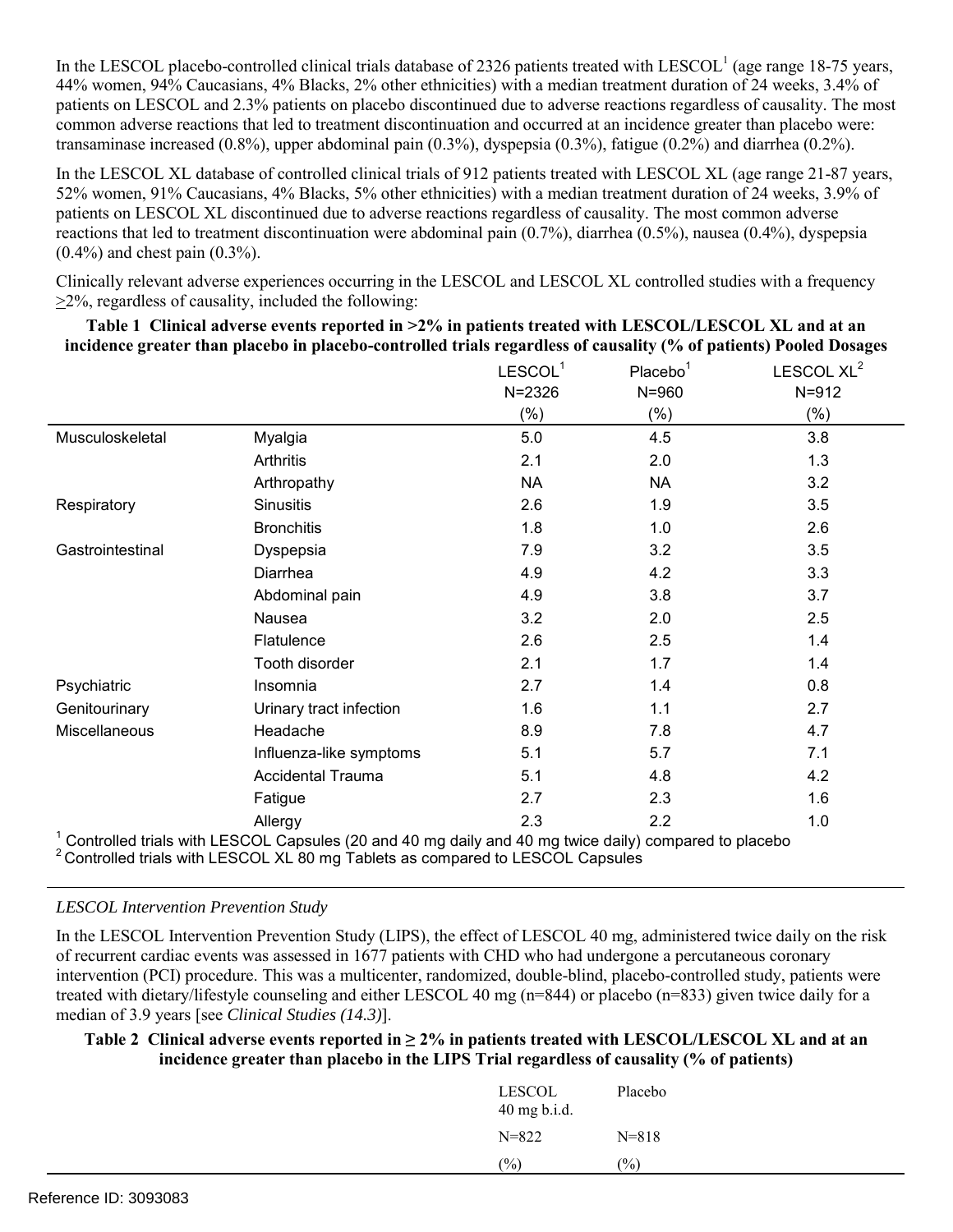In the LESCOL placebo-controlled clinical trials database of 2326 patients treated with LESCOL[1] (age range 18-75 years, 44% women, 94% Caucasians, 4% Blacks, 2% other ethnicities) with a median treatment duration of 24 weeks, 3.4% of patients on LESCOL and 2.3% patients on placebo discontinued due to adverse reactions regardless of causality. The most common adverse reactions that led to treatment discontinuation and occurred at an incidence greater than placebo were: transaminase increased (0.8%), upper abdominal pain (0.3%), dyspepsia (0.3%), fatigue (0.2%) and diarrhea (0.2%).

In the LESCOL XL database of controlled clinical trials of 912 patients treated with LESCOL XL (age range 21-87 years, 52% women, 91% Caucasians, 4% Blacks, 5% other ethnicities) with a median treatment duration of 24 weeks, 3.9% of patients on LESCOL XL discontinued due to adverse reactions regardless of causality. The most common adverse reactions that led to treatment discontinuation were abdominal pain (0.7%), diarrhea (0.5%), nausea (0.4%), dyspepsia (0.4%) and chest pain (0.3%).

Clinically relevant adverse experiences occurring in the LESCOL and LESCOL XL controlled studies with a frequency ≥2%, regardless of causality, included the following:

**Table 1 Clinical adverse events reported in >2% in patients treated with LESCOL/LESCOL XL and at an incidence greater than placebo in placebo-controlled trials regardless of causality (% of patients) Pooled Dosages**

| | | LESCOL[1] N=2326 (%) | Placebo[1] N=960 (%) | LESCOL XL[2] N=912 (%) |
|---|---|---|---|---|
| Musculoskeletal | Myalgia | 5.0 | 4.5 | 3.8 |
| | Arthritis | 2.1 | 2.0 | 1.3 |
| | Arthropathy | NA | NA | 3.2 |
| Respiratory | Sinusitis | 2.6 | 1.9 | 3.5 |
| | Bronchitis | 1.8 | 1.0 | 2.6 |
| Gastrointestinal | Dyspepsia | 7.9 | 3.2 | 3.5 |
| | Diarrhea | 4.9 | 4.2 | 3.3 |
| | Abdominal pain | 4.9 | 3.8 | 3.7 |
| | Nausea | 3.2 | 2.0 | 2.5 |
| | Flatulence | 2.6 | 2.5 | 1.4 |
| | Tooth disorder | 2.1 | 1.7 | 1.4 |
| Psychiatric | Insomnia | 2.7 | 1.4 | 0.8 |
| Genitourinary | Urinary tract infection | 1.6 | 1.1 | 2.7 |
| Miscellaneous | Headache | 8.9 | 7.8 | 4.7 |
| | Influenza-like symptoms | 5.1 | 5.7 | 7.1 |
| | Accidental Trauma | 5.1 | 4.8 | 4.2 |
| | Fatigue | 2.7 | 2.3 | 1.6 |
| | Allergy | 2.3 | 2.2 | 1.0 |

[1] Controlled trials with LESCOL Capsules (20 and 40 mg daily and 40 mg twice daily) compared to placebo
[2] Controlled trials with LESCOL XL 80 mg Tablets as compared to LESCOL Capsules

*LESCOL Intervention Prevention Study*

In the LESCOL Intervention Prevention Study (LIPS), the effect of LESCOL 40 mg, administered twice daily on the risk of recurrent cardiac events was assessed in 1677 patients with CHD who had undergone a percutaneous coronary intervention (PCI) procedure. This was a multicenter, randomized, double-blind, placebo-controlled study, patients were treated with dietary/lifestyle counseling and either LESCOL 40 mg (n=844) or placebo (n=833) given twice daily for a median of 3.9 years [see *Clinical Studies (14.3)*].

**Table 2 Clinical adverse events reported in ≥ 2% in patients treated with LESCOL/LESCOL XL and at an incidence greater than placebo in the LIPS Trial regardless of causality (% of patients)**

| | LESCOL 40 mg b.i.d. N=822 (%) | Placebo N=818 (%) |
|---|---|---|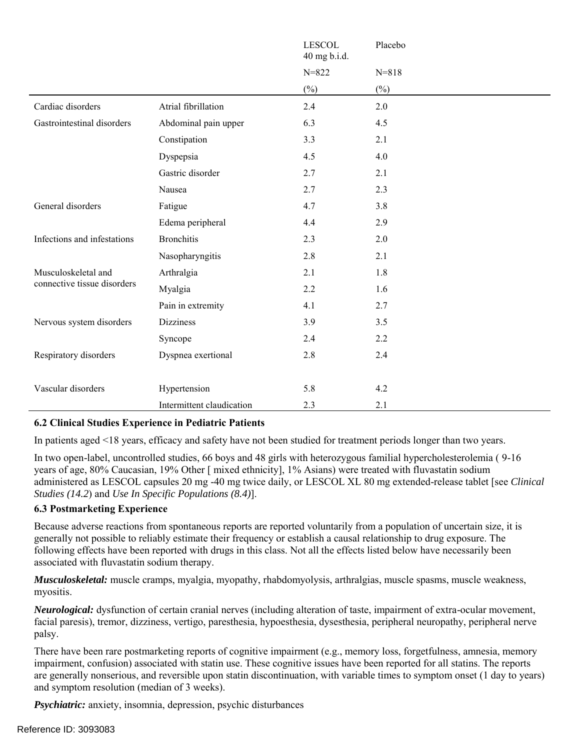| | | LESCOL 40 mg b.i.d. | Placebo |
|---|---|---|---|
| | | N=822 | N=818 |
| | | (%) | (%) |
| Cardiac disorders | Atrial fibrillation | 2.4 | 2.0 |
| Gastrointestinal disorders | Abdominal pain upper | 6.3 | 4.5 |
| | Constipation | 3.3 | 2.1 |
| | Dyspepsia | 4.5 | 4.0 |
| | Gastric disorder | 2.7 | 2.1 |
| | Nausea | 2.7 | 2.3 |
| General disorders | Fatigue | 4.7 | 3.8 |
| | Edema peripheral | 4.4 | 2.9 |
| Infections and infestations | Bronchitis | 2.3 | 2.0 |
| | Nasopharyngitis | 2.8 | 2.1 |
| Musculoskeletal and connective tissue disorders | Arthralgia | 2.1 | 1.8 |
| | Myalgia | 2.2 | 1.6 |
| | Pain in extremity | 4.1 | 2.7 |
| Nervous system disorders | Dizziness | 3.9 | 3.5 |
| | Syncope | 2.4 | 2.2 |
| Respiratory disorders | Dyspnea exertional | 2.8 | 2.4 |
| Vascular disorders | Hypertension | 5.8 | 4.2 |
| | Intermittent claudication | 2.3 | 2.1 |

### 6.2 Clinical Studies Experience in Pediatric Patients

In patients aged <18 years, efficacy and safety have not been studied for treatment periods longer than two years.

In two open-label, uncontrolled studies, 66 boys and 48 girls with heterozygous familial hypercholesterolemia ( 9-16 years of age, 80% Caucasian, 19% Other [ mixed ethnicity], 1% Asians) were treated with fluvastatin sodium administered as LESCOL capsules 20 mg -40 mg twice daily, or LESCOL XL 80 mg extended-release tablet [see *Clinical Studies (14.2*) and *Use In Specific Populations (8.4)*].

### 6.3 Postmarketing Experience

Because adverse reactions from spontaneous reports are reported voluntarily from a population of uncertain size, it is generally not possible to reliably estimate their frequency or establish a causal relationship to drug exposure. The following effects have been reported with drugs in this class. Not all the effects listed below have necessarily been associated with fluvastatin sodium therapy.

***Musculoskeletal:*** muscle cramps, myalgia, myopathy, rhabdomyolysis, arthralgias, muscle spasms, muscle weakness, myositis.

***Neurological:*** dysfunction of certain cranial nerves (including alteration of taste, impairment of extra-ocular movement, facial paresis), tremor, dizziness, vertigo, paresthesia, hypoesthesia, dysesthesia, peripheral neuropathy, peripheral nerve palsy.

There have been rare postmarketing reports of cognitive impairment (e.g., memory loss, forgetfulness, amnesia, memory impairment, confusion) associated with statin use. These cognitive issues have been reported for all statins. The reports are generally nonserious, and reversible upon statin discontinuation, with variable times to symptom onset (1 day to years) and symptom resolution (median of 3 weeks).

***Psychiatric:*** anxiety, insomnia, depression, psychic disturbances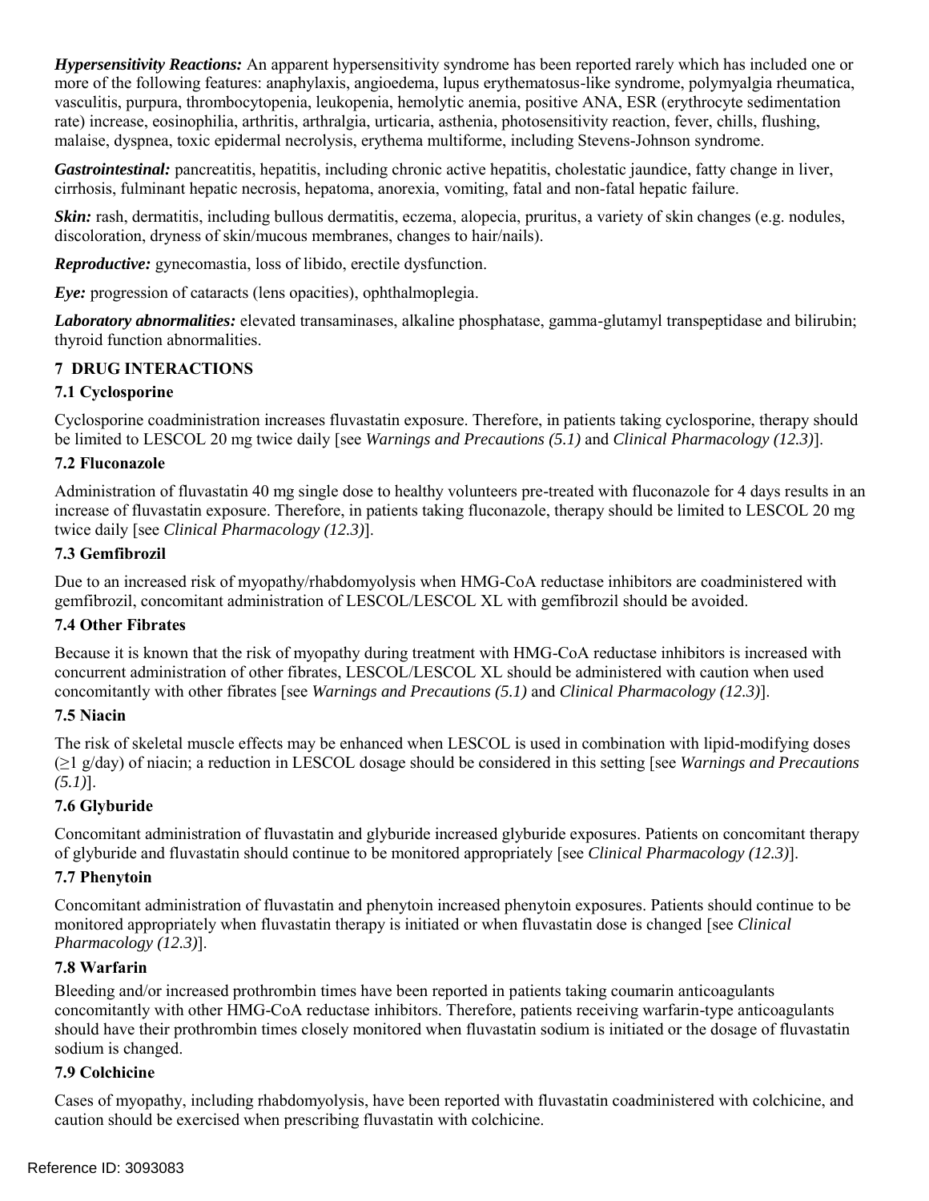***Hypersensitivity Reactions:*** An apparent hypersensitivity syndrome has been reported rarely which has included one or more of the following features: anaphylaxis, angioedema, lupus erythematosus-like syndrome, polymyalgia rheumatica, vasculitis, purpura, thrombocytopenia, leukopenia, hemolytic anemia, positive ANA, ESR (erythrocyte sedimentation rate) increase, eosinophilia, arthritis, arthralgia, urticaria, asthenia, photosensitivity reaction, fever, chills, flushing, malaise, dyspnea, toxic epidermal necrolysis, erythema multiforme, including Stevens-Johnson syndrome.

***Gastrointestinal:*** pancreatitis, hepatitis, including chronic active hepatitis, cholestatic jaundice, fatty change in liver, cirrhosis, fulminant hepatic necrosis, hepatoma, anorexia, vomiting, fatal and non-fatal hepatic failure.

***Skin:*** rash, dermatitis, including bullous dermatitis, eczema, alopecia, pruritus, a variety of skin changes (e.g. nodules, discoloration, dryness of skin/mucous membranes, changes to hair/nails).

***Reproductive:*** gynecomastia, loss of libido, erectile dysfunction.

***Eye:*** progression of cataracts (lens opacities), ophthalmoplegia.

***Laboratory abnormalities:*** elevated transaminases, alkaline phosphatase, gamma-glutamyl transpeptidase and bilirubin; thyroid function abnormalities.

## 7 DRUG INTERACTIONS

### 7.1 Cyclosporine

Cyclosporine coadministration increases fluvastatin exposure. Therefore, in patients taking cyclosporine, therapy should be limited to LESCOL 20 mg twice daily [see *Warnings and Precautions (5.1)* and *Clinical Pharmacology (12.3)*].

### 7.2 Fluconazole

Administration of fluvastatin 40 mg single dose to healthy volunteers pre-treated with fluconazole for 4 days results in an increase of fluvastatin exposure. Therefore, in patients taking fluconazole, therapy should be limited to LESCOL 20 mg twice daily [see *Clinical Pharmacology (12.3)*].

### 7.3 Gemfibrozil

Due to an increased risk of myopathy/rhabdomyolysis when HMG-CoA reductase inhibitors are coadministered with gemfibrozil, concomitant administration of LESCOL/LESCOL XL with gemfibrozil should be avoided.

### 7.4 Other Fibrates

Because it is known that the risk of myopathy during treatment with HMG-CoA reductase inhibitors is increased with concurrent administration of other fibrates, LESCOL/LESCOL XL should be administered with caution when used concomitantly with other fibrates [see *Warnings and Precautions (5.1)* and *Clinical Pharmacology (12.3)*].

### 7.5 Niacin

The risk of skeletal muscle effects may be enhanced when LESCOL is used in combination with lipid-modifying doses ($\geq$1 g/day) of niacin; a reduction in LESCOL dosage should be considered in this setting [see *Warnings and Precautions (5.1)*].

### 7.6 Glyburide

Concomitant administration of fluvastatin and glyburide increased glyburide exposures. Patients on concomitant therapy of glyburide and fluvastatin should continue to be monitored appropriately [see *Clinical Pharmacology (12.3)*].

### 7.7 Phenytoin

Concomitant administration of fluvastatin and phenytoin increased phenytoin exposures. Patients should continue to be monitored appropriately when fluvastatin therapy is initiated or when fluvastatin dose is changed [see *Clinical Pharmacology (12.3)*].

### 7.8 Warfarin

Bleeding and/or increased prothrombin times have been reported in patients taking coumarin anticoagulants concomitantly with other HMG-CoA reductase inhibitors. Therefore, patients receiving warfarin-type anticoagulants should have their prothrombin times closely monitored when fluvastatin sodium is initiated or the dosage of fluvastatin sodium is changed.

### 7.9 Colchicine

Cases of myopathy, including rhabdomyolysis, have been reported with fluvastatin coadministered with colchicine, and caution should be exercised when prescribing fluvastatin with colchicine.

Reference ID: 3093083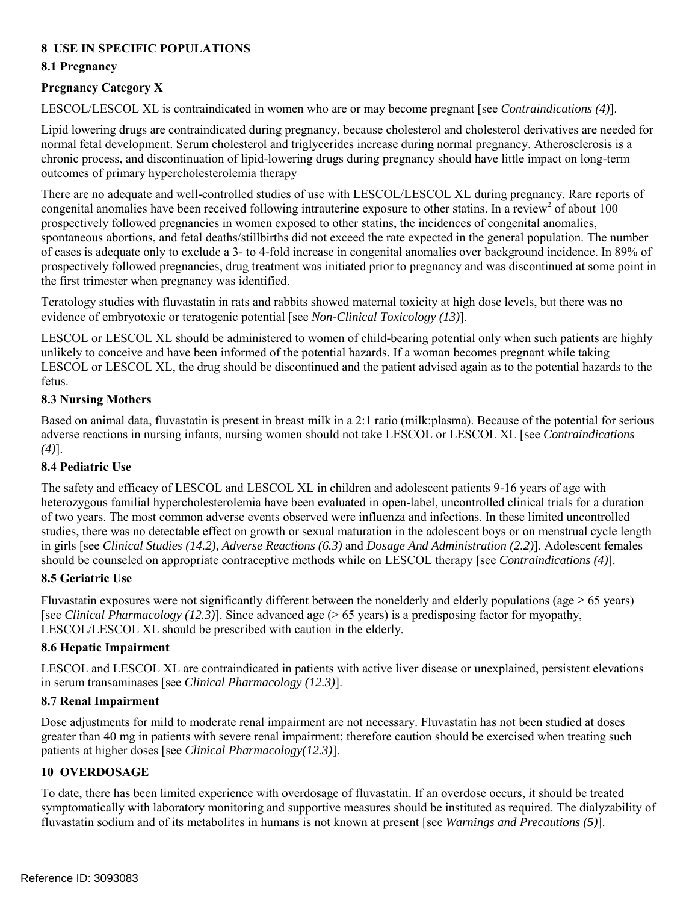## 8 USE IN SPECIFIC POPULATIONS

### 8.1 Pregnancy

### Pregnancy Category X

LESCOL/LESCOL XL is contraindicated in women who are or may become pregnant [see *Contraindications (4)*].

Lipid lowering drugs are contraindicated during pregnancy, because cholesterol and cholesterol derivatives are needed for normal fetal development. Serum cholesterol and triglycerides increase during normal pregnancy. Atherosclerosis is a chronic process, and discontinuation of lipid-lowering drugs during pregnancy should have little impact on long-term outcomes of primary hypercholesterolemia therapy

There are no adequate and well-controlled studies of use with LESCOL/LESCOL XL during pregnancy. Rare reports of congenital anomalies have been received following intrauterine exposure to other statins. In a review[2] of about 100 prospectively followed pregnancies in women exposed to other statins, the incidences of congenital anomalies, spontaneous abortions, and fetal deaths/stillbirths did not exceed the rate expected in the general population. The number of cases is adequate only to exclude a 3- to 4-fold increase in congenital anomalies over background incidence. In 89% of prospectively followed pregnancies, drug treatment was initiated prior to pregnancy and was discontinued at some point in the first trimester when pregnancy was identified.

Teratology studies with fluvastatin in rats and rabbits showed maternal toxicity at high dose levels, but there was no evidence of embryotoxic or teratogenic potential [see *Non-Clinical Toxicology (13)*].

LESCOL or LESCOL XL should be administered to women of child-bearing potential only when such patients are highly unlikely to conceive and have been informed of the potential hazards. If a woman becomes pregnant while taking LESCOL or LESCOL XL, the drug should be discontinued and the patient advised again as to the potential hazards to the fetus.

### 8.3 Nursing Mothers

Based on animal data, fluvastatin is present in breast milk in a 2:1 ratio (milk:plasma). Because of the potential for serious adverse reactions in nursing infants, nursing women should not take LESCOL or LESCOL XL [see *Contraindications (4)*].

### 8.4 Pediatric Use

The safety and efficacy of LESCOL and LESCOL XL in children and adolescent patients 9-16 years of age with heterozygous familial hypercholesterolemia have been evaluated in open-label, uncontrolled clinical trials for a duration of two years. The most common adverse events observed were influenza and infections. In these limited uncontrolled studies, there was no detectable effect on growth or sexual maturation in the adolescent boys or on menstrual cycle length in girls [see *Clinical Studies (14.2), Adverse Reactions (6.3)* and *Dosage And Administration (2.2)*]. Adolescent females should be counseled on appropriate contraceptive methods while on LESCOL therapy [see *Contraindications (4)*].

### 8.5 Geriatric Use

Fluvastatin exposures were not significantly different between the nonelderly and elderly populations (age ≥ 65 years) [see *Clinical Pharmacology (12.3)*]. Since advanced age (≥ 65 years) is a predisposing factor for myopathy, LESCOL/LESCOL XL should be prescribed with caution in the elderly.

### 8.6 Hepatic Impairment

LESCOL and LESCOL XL are contraindicated in patients with active liver disease or unexplained, persistent elevations in serum transaminases [see *Clinical Pharmacology (12.3)*].

### 8.7 Renal Impairment

Dose adjustments for mild to moderate renal impairment are not necessary. Fluvastatin has not been studied at doses greater than 40 mg in patients with severe renal impairment; therefore caution should be exercised when treating such patients at higher doses [see *Clinical Pharmacology(12.3)*].

## 10 OVERDOSAGE

To date, there has been limited experience with overdosage of fluvastatin. If an overdose occurs, it should be treated symptomatically with laboratory monitoring and supportive measures should be instituted as required. The dialyzability of fluvastatin sodium and of its metabolites in humans is not known at present [see *Warnings and Precautions (5)*].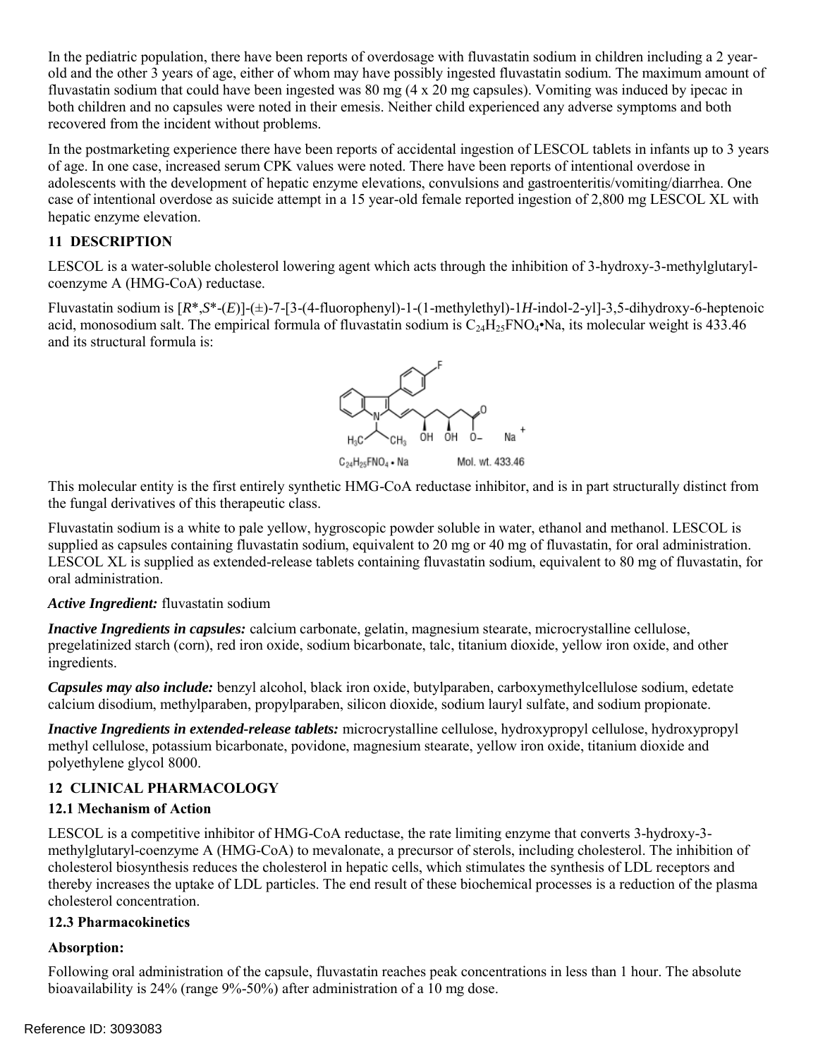In the pediatric population, there have been reports of overdosage with fluvastatin sodium in children including a 2 year-old and the other 3 years of age, either of whom may have possibly ingested fluvastatin sodium. The maximum amount of fluvastatin sodium that could have been ingested was 80 mg (4 x 20 mg capsules). Vomiting was induced by ipecac in both children and no capsules were noted in their emesis. Neither child experienced any adverse symptoms and both recovered from the incident without problems.

In the postmarketing experience there have been reports of accidental ingestion of LESCOL tablets in infants up to 3 years of age. In one case, increased serum CPK values were noted. There have been reports of intentional overdose in adolescents with the development of hepatic enzyme elevations, convulsions and gastroenteritis/vomiting/diarrhea. One case of intentional overdose as suicide attempt in a 15 year-old female reported ingestion of 2,800 mg LESCOL XL with hepatic enzyme elevation.

## 11 DESCRIPTION

LESCOL is a water-soluble cholesterol lowering agent which acts through the inhibition of 3-hydroxy-3-methylglutaryl-coenzyme A (HMG-CoA) reductase.

Fluvastatin sodium is [*R*\*,*S*\*-(*E*)]-(±)-7-[3-(4-fluorophenyl)-1-(1-methylethyl)-1*H*-indol-2-yl]-3,5-dihydroxy-6-heptenoic acid, monosodium salt. The empirical formula of fluvastatin sodium is $C_{24}H_{25}FNO_4$•Na, its molecular weight is 433.46 and its structural formula is:

$C_{24}H_{25}FNO_4$ • Na     Mol. wt. 433.46

This molecular entity is the first entirely synthetic HMG-CoA reductase inhibitor, and is in part structurally distinct from the fungal derivatives of this therapeutic class.

Fluvastatin sodium is a white to pale yellow, hygroscopic powder soluble in water, ethanol and methanol. LESCOL is supplied as capsules containing fluvastatin sodium, equivalent to 20 mg or 40 mg of fluvastatin, for oral administration. LESCOL XL is supplied as extended-release tablets containing fluvastatin sodium, equivalent to 80 mg of fluvastatin, for oral administration.

***Active Ingredient:*** fluvastatin sodium

***Inactive Ingredients in capsules:*** calcium carbonate, gelatin, magnesium stearate, microcrystalline cellulose, pregelatinized starch (corn), red iron oxide, sodium bicarbonate, talc, titanium dioxide, yellow iron oxide, and other ingredients.

***Capsules may also include:*** benzyl alcohol, black iron oxide, butylparaben, carboxymethylcellulose sodium, edetate calcium disodium, methylparaben, propylparaben, silicon dioxide, sodium lauryl sulfate, and sodium propionate.

***Inactive Ingredients in extended-release tablets:*** microcrystalline cellulose, hydroxypropyl cellulose, hydroxypropyl methyl cellulose, potassium bicarbonate, povidone, magnesium stearate, yellow iron oxide, titanium dioxide and polyethylene glycol 8000.

## 12 CLINICAL PHARMACOLOGY

### 12.1 Mechanism of Action

LESCOL is a competitive inhibitor of HMG-CoA reductase, the rate limiting enzyme that converts 3-hydroxy-3-methylglutaryl-coenzyme A (HMG-CoA) to mevalonate, a precursor of sterols, including cholesterol. The inhibition of cholesterol biosynthesis reduces the cholesterol in hepatic cells, which stimulates the synthesis of LDL receptors and thereby increases the uptake of LDL particles. The end result of these biochemical processes is a reduction of the plasma cholesterol concentration.

### 12.3 Pharmacokinetics

**Absorption:**

Following oral administration of the capsule, fluvastatin reaches peak concentrations in less than 1 hour. The absolute bioavailability is 24% (range 9%-50%) after administration of a 10 mg dose.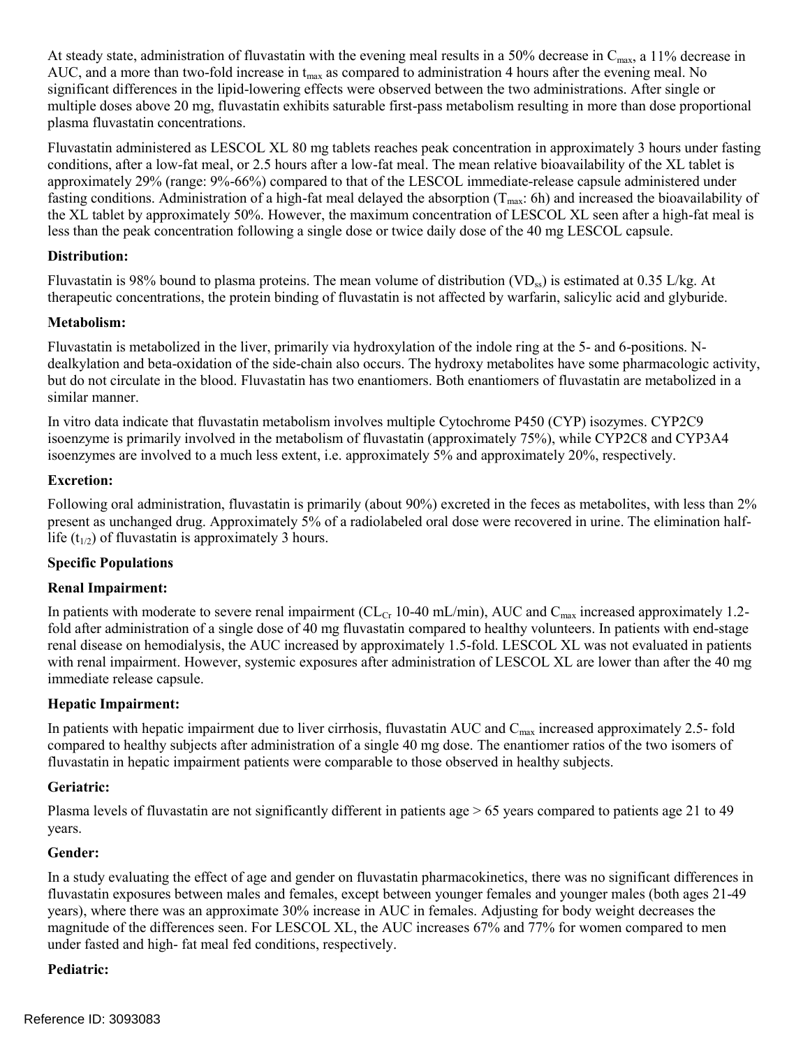At steady state, administration of fluvastatin with the evening meal results in a 50% decrease in $C_{max}$, a 11% decrease in AUC, and a more than two-fold increase in $t_{max}$ as compared to administration 4 hours after the evening meal. No significant differences in the lipid-lowering effects were observed between the two administrations. After single or multiple doses above 20 mg, fluvastatin exhibits saturable first-pass metabolism resulting in more than dose proportional plasma fluvastatin concentrations.

Fluvastatin administered as LESCOL XL 80 mg tablets reaches peak concentration in approximately 3 hours under fasting conditions, after a low-fat meal, or 2.5 hours after a low-fat meal. The mean relative bioavailability of the XL tablet is approximately 29% (range: 9%-66%) compared to that of the LESCOL immediate-release capsule administered under fasting conditions. Administration of a high-fat meal delayed the absorption ($T_{max}$: 6h) and increased the bioavailability of the XL tablet by approximately 50%. However, the maximum concentration of LESCOL XL seen after a high-fat meal is less than the peak concentration following a single dose or twice daily dose of the 40 mg LESCOL capsule.

**Distribution:**

Fluvastatin is 98% bound to plasma proteins. The mean volume of distribution ($VD_{ss}$) is estimated at 0.35 L/kg. At therapeutic concentrations, the protein binding of fluvastatin is not affected by warfarin, salicylic acid and glyburide.

**Metabolism:**

Fluvastatin is metabolized in the liver, primarily via hydroxylation of the indole ring at the 5- and 6-positions. N-dealkylation and beta-oxidation of the side-chain also occurs. The hydroxy metabolites have some pharmacologic activity, but do not circulate in the blood. Fluvastatin has two enantiomers. Both enantiomers of fluvastatin are metabolized in a similar manner.

In vitro data indicate that fluvastatin metabolism involves multiple Cytochrome P450 (CYP) isozymes. CYP2C9 isoenzyme is primarily involved in the metabolism of fluvastatin (approximately 75%), while CYP2C8 and CYP3A4 isoenzymes are involved to a much less extent, i.e. approximately 5% and approximately 20%, respectively.

**Excretion:**

Following oral administration, fluvastatin is primarily (about 90%) excreted in the feces as metabolites, with less than 2% present as unchanged drug. Approximately 5% of a radiolabeled oral dose were recovered in urine. The elimination half-life ($t_{1/2}$) of fluvastatin is approximately 3 hours.

**Specific Populations**

**Renal Impairment:**

In patients with moderate to severe renal impairment ($CL_{Cr}$ 10-40 mL/min), AUC and $C_{max}$ increased approximately 1.2-fold after administration of a single dose of 40 mg fluvastatin compared to healthy volunteers. In patients with end-stage renal disease on hemodialysis, the AUC increased by approximately 1.5-fold. LESCOL XL was not evaluated in patients with renal impairment. However, systemic exposures after administration of LESCOL XL are lower than after the 40 mg immediate release capsule.

**Hepatic Impairment:**

In patients with hepatic impairment due to liver cirrhosis, fluvastatin AUC and $C_{max}$ increased approximately 2.5- fold compared to healthy subjects after administration of a single 40 mg dose. The enantiomer ratios of the two isomers of fluvastatin in hepatic impairment patients were comparable to those observed in healthy subjects.

**Geriatric:**

Plasma levels of fluvastatin are not significantly different in patients age > 65 years compared to patients age 21 to 49 years.

**Gender:**

In a study evaluating the effect of age and gender on fluvastatin pharmacokinetics, there was no significant differences in fluvastatin exposures between males and females, except between younger females and younger males (both ages 21-49 years), where there was an approximate 30% increase in AUC in females. Adjusting for body weight decreases the magnitude of the differences seen. For LESCOL XL, the AUC increases 67% and 77% for women compared to men under fasted and high- fat meal fed conditions, respectively.

**Pediatric:**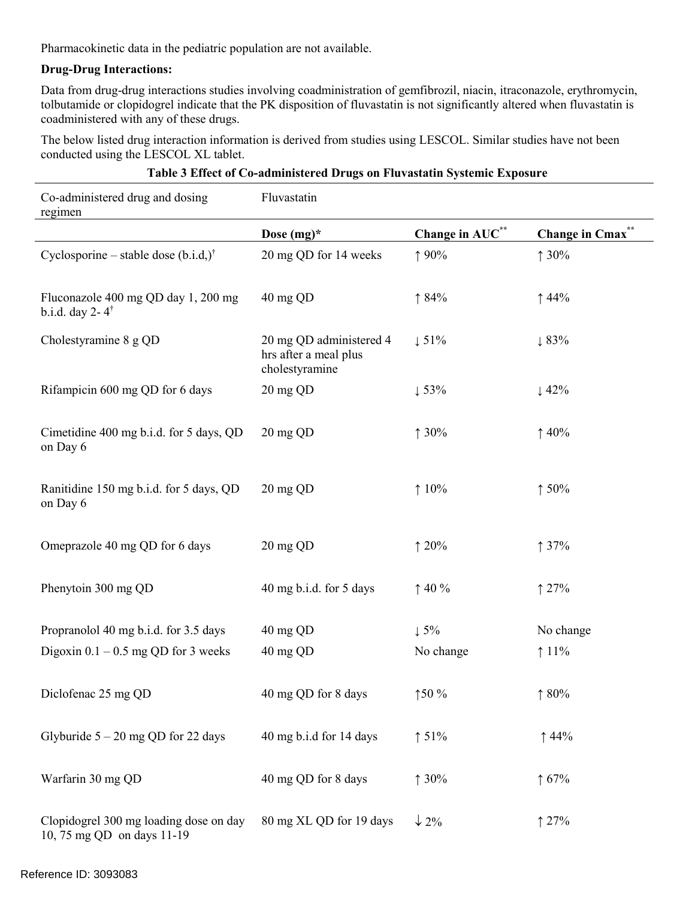Pharmacokinetic data in the pediatric population are not available.

**Drug-Drug Interactions:**

Data from drug-drug interactions studies involving coadministration of gemfibrozil, niacin, itraconazole, erythromycin, tolbutamide or clopidogrel indicate that the PK disposition of fluvastatin is not significantly altered when fluvastatin is coadministered with any of these drugs.

The below listed drug interaction information is derived from studies using LESCOL. Similar studies have not been conducted using the LESCOL XL tablet.

**Table 3 Effect of Co-administered Drugs on Fluvastatin Systemic Exposure**

| Co-administered drug and dosing regimen | Fluvastatin | | |
|---|---|---|---|
| | **Dose (mg)*** | **Change in AUC**** | **Change in Cmax**** |
| Cyclosporine – stable dose (b.i.d,)† | 20 mg QD for 14 weeks | ↑ 90% | ↑ 30% |
| Fluconazole 400 mg QD day 1, 200 mg b.i.d. day 2- 4† | 40 mg QD | ↑ 84% | ↑ 44% |
| Cholestyramine 8 g QD | 20 mg QD administered 4 hrs after a meal plus cholestyramine | ↓ 51% | ↓ 83% |
| Rifampicin 600 mg QD for 6 days | 20 mg QD | ↓ 53% | ↓ 42% |
| Cimetidine 400 mg b.i.d. for 5 days, QD on Day 6 | 20 mg QD | ↑ 30% | ↑ 40% |
| Ranitidine 150 mg b.i.d. for 5 days, QD on Day 6 | 20 mg QD | ↑ 10% | ↑ 50% |
| Omeprazole 40 mg QD for 6 days | 20 mg QD | ↑ 20% | ↑ 37% |
| Phenytoin 300 mg QD | 40 mg b.i.d. for 5 days | ↑ 40 % | ↑ 27% |
| Propranolol 40 mg b.i.d. for 3.5 days | 40 mg QD | ↓ 5% | No change |
| Digoxin 0.1 – 0.5 mg QD for 3 weeks | 40 mg QD | No change | ↑ 11% |
| Diclofenac 25 mg QD | 40 mg QD for 8 days | ↑50 % | ↑ 80% |
| Glyburide 5 – 20 mg QD for 22 days | 40 mg b.i.d for 14 days | ↑ 51% | ↑ 44% |
| Warfarin 30 mg QD | 40 mg QD for 8 days | ↑ 30% | ↑ 67% |
| Clopidogrel 300 mg loading dose on day 10, 75 mg QD on days 11-19 | 80 mg XL QD for 19 days | ↓ 2% | ↑ 27% |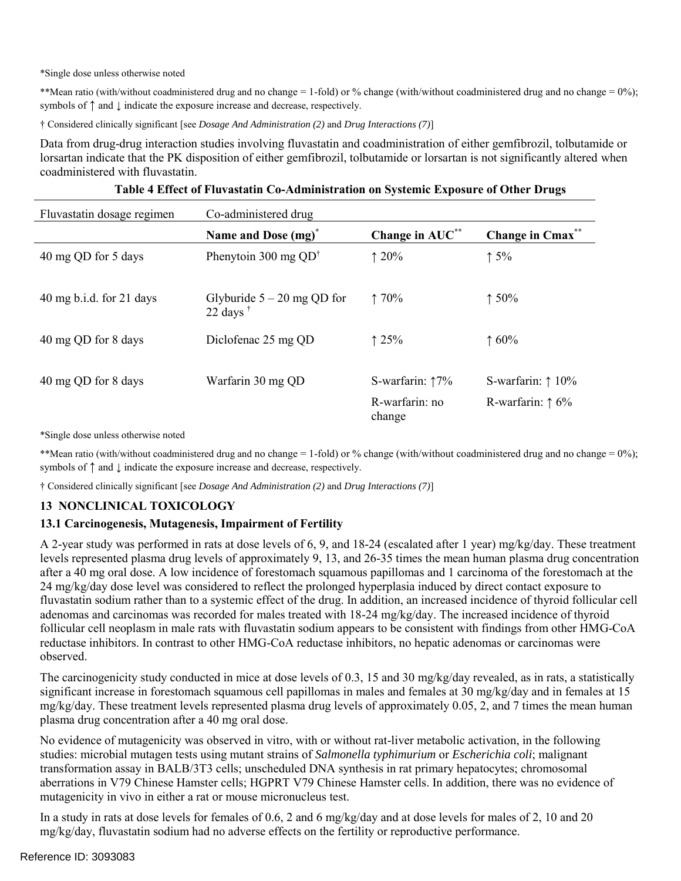*Single dose unless otherwise noted

**Mean ratio (with/without coadministered drug and no change = 1-fold) or % change (with/without coadministered drug and no change = 0%); symbols of ↑ and ↓ indicate the exposure increase and decrease, respectively.

† Considered clinically significant [see *Dosage And Administration (2)* and *Drug Interactions (7)*]

Data from drug-drug interaction studies involving fluvastatin and coadministration of either gemfibrozil, tolbutamide or lorsartan indicate that the PK disposition of either gemfibrozil, tolbutamide or lorsartan is not significantly altered when coadministered with fluvastatin.

**Table 4 Effect of Fluvastatin Co-Administration on Systemic Exposure of Other Drugs**

| Fluvastatin dosage regimen | Co-administered drug | | |
|---|---|---|---|
| | **Name and Dose (mg)*** | **Change in AUC**** | **Change in Cmax**** |
| 40 mg QD for 5 days | Phenytoin 300 mg QD† | ↑ 20% | ↑ 5% |
| 40 mg b.i.d. for 21 days | Glyburide 5 – 20 mg QD for 22 days † | ↑ 70% | ↑ 50% |
| 40 mg QD for 8 days | Diclofenac 25 mg QD | ↑ 25% | ↑ 60% |
| 40 mg QD for 8 days | Warfarin 30 mg QD | S-warfarin: ↑7%<br>R-warfarin: no change | S-warfarin: ↑ 10%<br>R-warfarin: ↑ 6% |

*Single dose unless otherwise noted

**Mean ratio (with/without coadministered drug and no change = 1-fold) or % change (with/without coadministered drug and no change = 0%); symbols of ↑ and ↓ indicate the exposure increase and decrease, respectively.

† Considered clinically significant [see *Dosage And Administration (2)* and *Drug Interactions (7)*]

## 13 NONCLINICAL TOXICOLOGY

### 13.1 Carcinogenesis, Mutagenesis, Impairment of Fertility

A 2-year study was performed in rats at dose levels of 6, 9, and 18-24 (escalated after 1 year) mg/kg/day. These treatment levels represented plasma drug levels of approximately 9, 13, and 26-35 times the mean human plasma drug concentration after a 40 mg oral dose. A low incidence of forestomach squamous papillomas and 1 carcinoma of the forestomach at the 24 mg/kg/day dose level was considered to reflect the prolonged hyperplasia induced by direct contact exposure to fluvastatin sodium rather than to a systemic effect of the drug. In addition, an increased incidence of thyroid follicular cell adenomas and carcinomas was recorded for males treated with 18-24 mg/kg/day. The increased incidence of thyroid follicular cell neoplasm in male rats with fluvastatin sodium appears to be consistent with findings from other HMG-CoA reductase inhibitors. In contrast to other HMG-CoA reductase inhibitors, no hepatic adenomas or carcinomas were observed.

The carcinogenicity study conducted in mice at dose levels of 0.3, 15 and 30 mg/kg/day revealed, as in rats, a statistically significant increase in forestomach squamous cell papillomas in males and females at 30 mg/kg/day and in females at 15 mg/kg/day. These treatment levels represented plasma drug levels of approximately 0.05, 2, and 7 times the mean human plasma drug concentration after a 40 mg oral dose.

No evidence of mutagenicity was observed in vitro, with or without rat-liver metabolic activation, in the following studies: microbial mutagen tests using mutant strains of *Salmonella typhimurium* or *Escherichia coli*; malignant transformation assay in BALB/3T3 cells; unscheduled DNA synthesis in rat primary hepatocytes; chromosomal aberrations in V79 Chinese Hamster cells; HGPRT V79 Chinese Hamster cells. In addition, there was no evidence of mutagenicity in vivo in either a rat or mouse micronucleus test.

In a study in rats at dose levels for females of 0.6, 2 and 6 mg/kg/day and at dose levels for males of 2, 10 and 20 mg/kg/day, fluvastatin sodium had no adverse effects on the fertility or reproductive performance.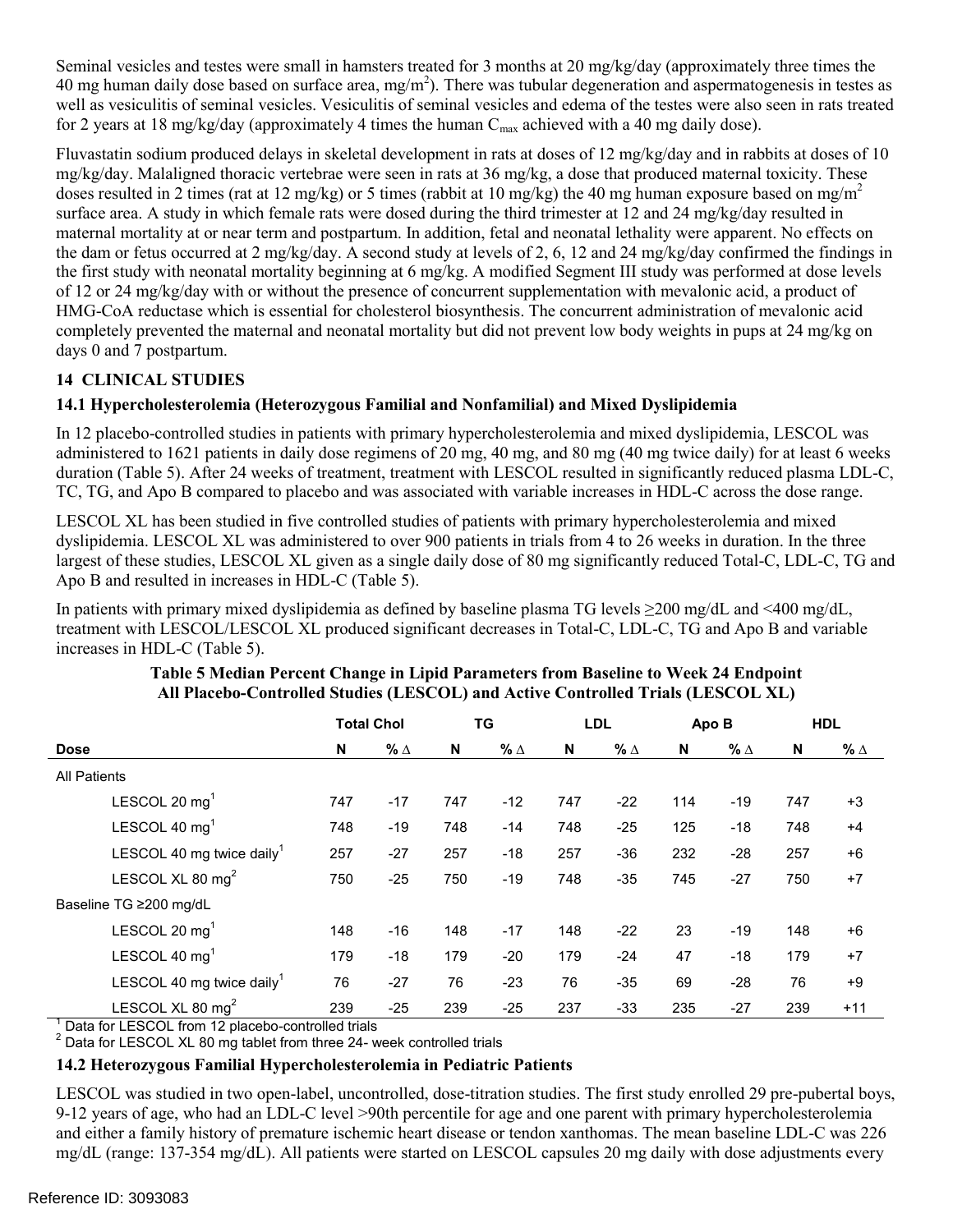Seminal vesicles and testes were small in hamsters treated for 3 months at 20 mg/kg/day (approximately three times the 40 mg human daily dose based on surface area, $mg/m^2$). There was tubular degeneration and aspermatogenesis in testes as well as vesiculitis of seminal vesicles. Vesiculitis of seminal vesicles and edema of the testes were also seen in rats treated for 2 years at 18 mg/kg/day (approximately 4 times the human $C_{max}$ achieved with a 40 mg daily dose).

Fluvastatin sodium produced delays in skeletal development in rats at doses of 12 mg/kg/day and in rabbits at doses of 10 mg/kg/day. Malaligned thoracic vertebrae were seen in rats at 36 mg/kg, a dose that produced maternal toxicity. These doses resulted in 2 times (rat at 12 mg/kg) or 5 times (rabbit at 10 mg/kg) the 40 mg human exposure based on $mg/m^2$ surface area. A study in which female rats were dosed during the third trimester at 12 and 24 mg/kg/day resulted in maternal mortality at or near term and postpartum. In addition, fetal and neonatal lethality were apparent. No effects on the dam or fetus occurred at 2 mg/kg/day. A second study at levels of 2, 6, 12 and 24 mg/kg/day confirmed the findings in the first study with neonatal mortality beginning at 6 mg/kg. A modified Segment III study was performed at dose levels of 12 or 24 mg/kg/day with or without the presence of concurrent supplementation with mevalonic acid, a product of HMG-CoA reductase which is essential for cholesterol biosynthesis. The concurrent administration of mevalonic acid completely prevented the maternal and neonatal mortality but did not prevent low body weights in pups at 24 mg/kg on days 0 and 7 postpartum.

## 14 CLINICAL STUDIES

### 14.1 Hypercholesterolemia (Heterozygous Familial and Nonfamilial) and Mixed Dyslipidemia

In 12 placebo-controlled studies in patients with primary hypercholesterolemia and mixed dyslipidemia, LESCOL was administered to 1621 patients in daily dose regimens of 20 mg, 40 mg, and 80 mg (40 mg twice daily) for at least 6 weeks duration (Table 5). After 24 weeks of treatment, treatment with LESCOL resulted in significantly reduced plasma LDL-C, TC, TG, and Apo B compared to placebo and was associated with variable increases in HDL-C across the dose range.

LESCOL XL has been studied in five controlled studies of patients with primary hypercholesterolemia and mixed dyslipidemia. LESCOL XL was administered to over 900 patients in trials from 4 to 26 weeks in duration. In the three largest of these studies, LESCOL XL given as a single daily dose of 80 mg significantly reduced Total-C, LDL-C, TG and Apo B and resulted in increases in HDL-C (Table 5).

In patients with primary mixed dyslipidemia as defined by baseline plasma TG levels ≥200 mg/dL and <400 mg/dL, treatment with LESCOL/LESCOL XL produced significant decreases in Total-C, LDL-C, TG and Apo B and variable increases in HDL-C (Table 5).

**Table 5 Median Percent Change in Lipid Parameters from Baseline to Week 24 Endpoint All Placebo-Controlled Studies (LESCOL) and Active Controlled Trials (LESCOL XL)**

| | Total Chol | | TG | | LDL | | Apo B | | HDL | |
|---|---|---|---|---|---|---|---|---|---|---|
| **Dose** | **N** | **% Δ** | **N** | **% Δ** | **N** | **% Δ** | **N** | **% Δ** | **N** | **% Δ** |
| All Patients | | | | | | | | | | |
| LESCOL 20 mg[1] | 747 | -17 | 747 | -12 | 747 | -22 | 114 | -19 | 747 | +3 |
| LESCOL 40 mg[1] | 748 | -19 | 748 | -14 | 748 | -25 | 125 | -18 | 748 | +4 |
| LESCOL 40 mg twice daily[1] | 257 | -27 | 257 | -18 | 257 | -36 | 232 | -28 | 257 | +6 |
| LESCOL XL 80 mg[2] | 750 | -25 | 750 | -19 | 748 | -35 | 745 | -27 | 750 | +7 |
| Baseline TG ≥200 mg/dL | | | | | | | | | | |
| LESCOL 20 mg[1] | 148 | -16 | 148 | -17 | 148 | -22 | 23 | -19 | 148 | +6 |
| LESCOL 40 mg[1] | 179 | -18 | 179 | -20 | 179 | -24 | 47 | -18 | 179 | +7 |
| LESCOL 40 mg twice daily[1] | 76 | -27 | 76 | -23 | 76 | -35 | 69 | -28 | 76 | +9 |
| LESCOL XL 80 mg[2] | 239 | -25 | 239 | -25 | 237 | -33 | 235 | -27 | 239 | +11 |

[1] Data for LESCOL from 12 placebo-controlled trials
[2] Data for LESCOL XL 80 mg tablet from three 24- week controlled trials

### 14.2 Heterozygous Familial Hypercholesterolemia in Pediatric Patients

LESCOL was studied in two open-label, uncontrolled, dose-titration studies. The first study enrolled 29 pre-pubertal boys, 9-12 years of age, who had an LDL-C level >90th percentile for age and one parent with primary hypercholesterolemia and either a family history of premature ischemic heart disease or tendon xanthomas. The mean baseline LDL-C was 226 mg/dL (range: 137-354 mg/dL). All patients were started on LESCOL capsules 20 mg daily with dose adjustments every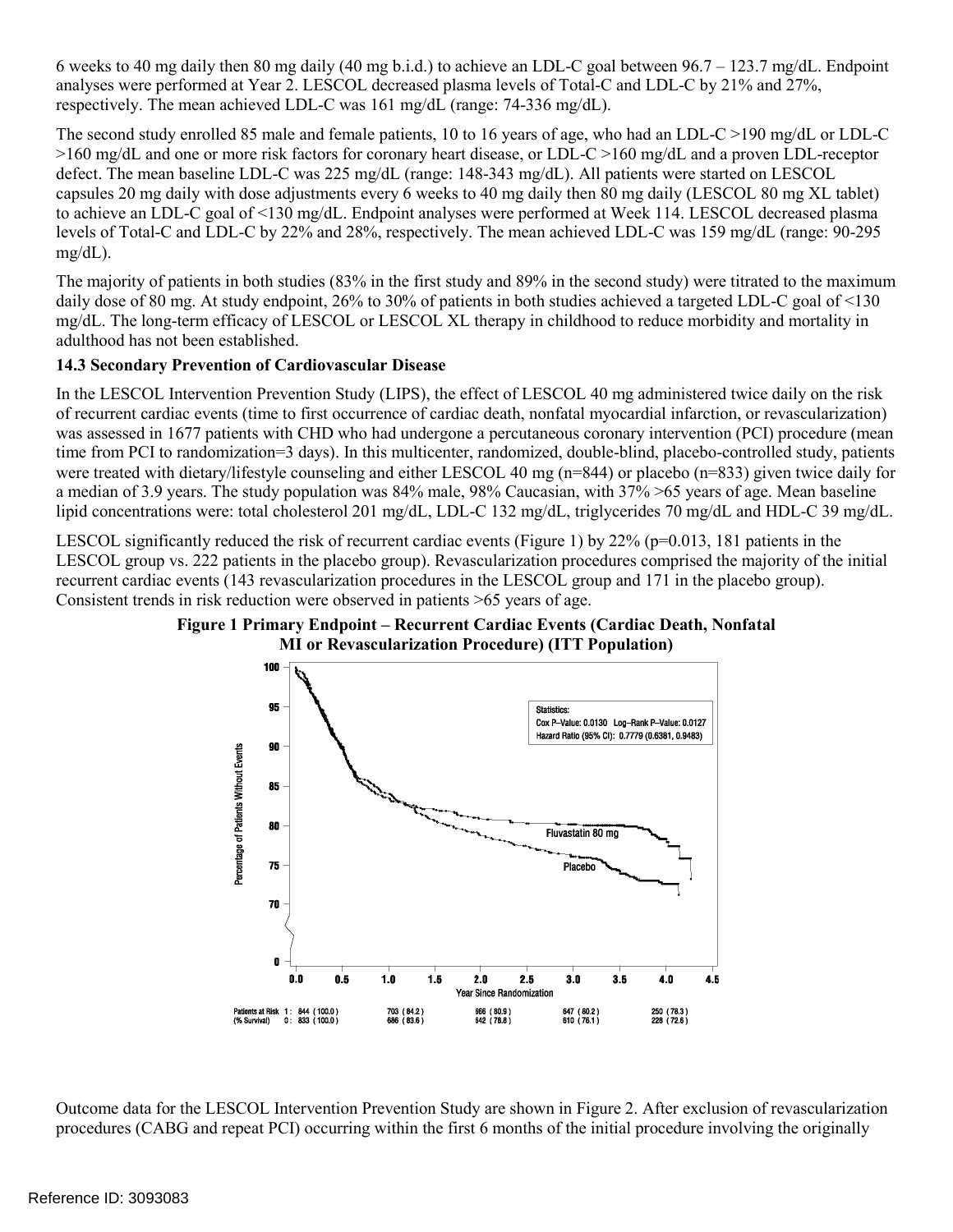6 weeks to 40 mg daily then 80 mg daily (40 mg b.i.d.) to achieve an LDL-C goal between 96.7 – 123.7 mg/dL. Endpoint analyses were performed at Year 2. LESCOL decreased plasma levels of Total-C and LDL-C by 21% and 27%, respectively. The mean achieved LDL-C was 161 mg/dL (range: 74-336 mg/dL).

The second study enrolled 85 male and female patients, 10 to 16 years of age, who had an LDL-C >190 mg/dL or LDL-C >160 mg/dL and one or more risk factors for coronary heart disease, or LDL-C >160 mg/dL and a proven LDL-receptor defect. The mean baseline LDL-C was 225 mg/dL (range: 148-343 mg/dL). All patients were started on LESCOL capsules 20 mg daily with dose adjustments every 6 weeks to 40 mg daily then 80 mg daily (LESCOL 80 mg XL tablet) to achieve an LDL-C goal of <130 mg/dL. Endpoint analyses were performed at Week 114. LESCOL decreased plasma levels of Total-C and LDL-C by 22% and 28%, respectively. The mean achieved LDL-C was 159 mg/dL (range: 90-295 mg/dL).

The majority of patients in both studies (83% in the first study and 89% in the second study) were titrated to the maximum daily dose of 80 mg. At study endpoint, 26% to 30% of patients in both studies achieved a targeted LDL-C goal of <130 mg/dL. The long-term efficacy of LESCOL or LESCOL XL therapy in childhood to reduce morbidity and mortality in adulthood has not been established.

### 14.3 Secondary Prevention of Cardiovascular Disease

In the LESCOL Intervention Prevention Study (LIPS), the effect of LESCOL 40 mg administered twice daily on the risk of recurrent cardiac events (time to first occurrence of cardiac death, nonfatal myocardial infarction, or revascularization) was assessed in 1677 patients with CHD who had undergone a percutaneous coronary intervention (PCI) procedure (mean time from PCI to randomization=3 days). In this multicenter, randomized, double-blind, placebo-controlled study, patients were treated with dietary/lifestyle counseling and either LESCOL 40 mg (n=844) or placebo (n=833) given twice daily for a median of 3.9 years. The study population was 84% male, 98% Caucasian, with 37% >65 years of age. Mean baseline lipid concentrations were: total cholesterol 201 mg/dL, LDL-C 132 mg/dL, triglycerides 70 mg/dL and HDL-C 39 mg/dL.

LESCOL significantly reduced the risk of recurrent cardiac events (Figure 1) by 22% (p=0.013, 181 patients in the LESCOL group vs. 222 patients in the placebo group). Revascularization procedures comprised the majority of the initial recurrent cardiac events (143 revascularization procedures in the LESCOL group and 171 in the placebo group). Consistent trends in risk reduction were observed in patients >65 years of age.

**Figure 1 Primary Endpoint – Recurrent Cardiac Events (Cardiac Death, Nonfatal MI or Revascularization Procedure) (ITT Population)**

Statistics:
Cox P-Value: 0.0130 Log-Rank P-Value: 0.0127
Hazard Ratio (95% CI): 0.7779 (0.6381, 0.9483)

| Patients at Risk (% Survival) | 0.0 | 1.0 | 2.0 | 3.0 | 4.0 |
|---|---|---|---|---|---|
| 1: | 844 (100.0) | 703 (84.2) | 666 (80.9) | 647 (80.2) | 250 (78.3) |
| 0: | 833 (100.0) | 686 (83.6) | 642 (78.8) | 610 (76.1) | 228 (72.6) |

Outcome data for the LESCOL Intervention Prevention Study are shown in Figure 2. After exclusion of revascularization procedures (CABG and repeat PCI) occurring within the first 6 months of the initial procedure involving the originally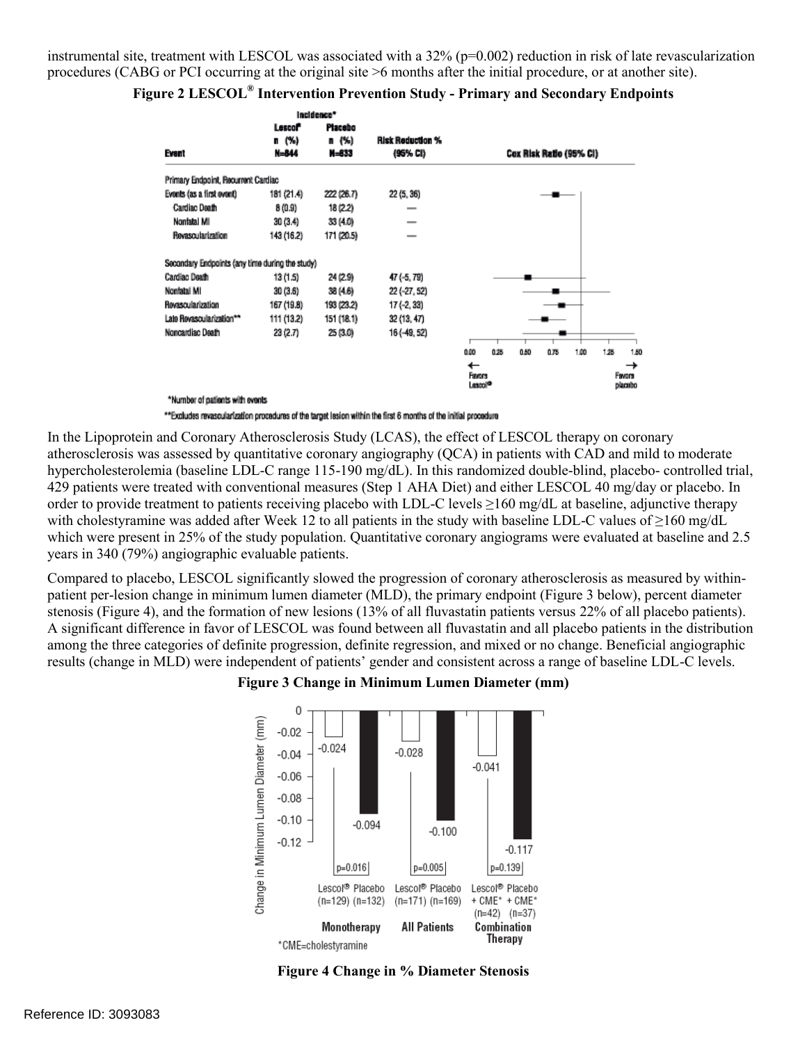instrumental site, treatment with LESCOL was associated with a 32% (p=0.002) reduction in risk of late revascularization procedures (CABG or PCI occurring at the original site >6 months after the initial procedure, or at another site).

**Figure 2 LESCOL® Intervention Prevention Study - Primary and Secondary Endpoints**

| Event | Incidence* Lescol® n (%) N=844 | Placebo n (%) N=833 | Risk Reduction % (95% CI) |
|---|---|---|---|
| Primary Endpoint, Recurrent Cardiac | | | |
| Events (as a first event) | 181 (21.4) | 222 (26.7) | 22 (5, 36) |
| Cardiac Death | 8 (0.9) | 18 (2.2) | — |
| Nonfatal MI | 30 (3.4) | 33 (4.0) | — |
| Revascularization | 143 (16.2) | 171 (20.5) | — |
| Secondary Endpoints (any time during the study) | | | |
| Cardiac Death | 13 (1.5) | 24 (2.9) | 47 (-5, 79) |
| Nonfatal MI | 30 (3.6) | 38 (4.6) | 22 (-27, 52) |
| Revascularization | 167 (19.8) | 193 (23.2) | 17 (-2, 33) |
| Late Revascularization** | 111 (13.2) | 151 (18.1) | 32 (13, 47) |
| Noncardiac Death | 23 (2.7) | 25 (3.0) | 16 (-49, 52) |

Cox Risk Ratio (95% CI): axis 0.00 – 1.50; ← Favors Lescol®, Favors placebo →

*Number of patients with events

**Excludes revascularization procedures of the target lesion within the first 6 months of the initial procedure

In the Lipoprotein and Coronary Atherosclerosis Study (LCAS), the effect of LESCOL therapy on coronary atherosclerosis was assessed by quantitative coronary angiography (QCA) in patients with CAD and mild to moderate hypercholesterolemia (baseline LDL-C range 115-190 mg/dL). In this randomized double-blind, placebo- controlled trial, 429 patients were treated with conventional measures (Step 1 AHA Diet) and either LESCOL 40 mg/day or placebo. In order to provide treatment to patients receiving placebo with LDL-C levels ≥160 mg/dL at baseline, adjunctive therapy with cholestyramine was added after Week 12 to all patients in the study with baseline LDL-C values of ≥160 mg/dL which were present in 25% of the study population. Quantitative coronary angiograms were evaluated at baseline and 2.5 years in 340 (79%) angiographic evaluable patients.

Compared to placebo, LESCOL significantly slowed the progression of coronary atherosclerosis as measured by within-patient per-lesion change in minimum lumen diameter (MLD), the primary endpoint (Figure 3 below), percent diameter stenosis (Figure 4), and the formation of new lesions (13% of all fluvastatin patients versus 22% of all placebo patients). A significant difference in favor of LESCOL was found between all fluvastatin and all placebo patients in the distribution among the three categories of definite progression, definite regression, and mixed or no change. Beneficial angiographic results (change in MLD) were independent of patients' gender and consistent across a range of baseline LDL-C levels.

**Figure 3 Change in Minimum Lumen Diameter (mm)**

| | Lescol® | Placebo | p-value |
|---|---|---|---|
| Monotherapy | -0.024 (n=129) | -0.094 (n=132) | p=0.016 |
| All Patients | -0.028 (n=171) | -0.100 (n=169) | p=0.005 |
| Combination Therapy (+ CME*) | -0.041 (n=42) | -0.117 (n=37) | p=0.139 |

*CME=cholestyramine

**Figure 4 Change in % Diameter Stenosis**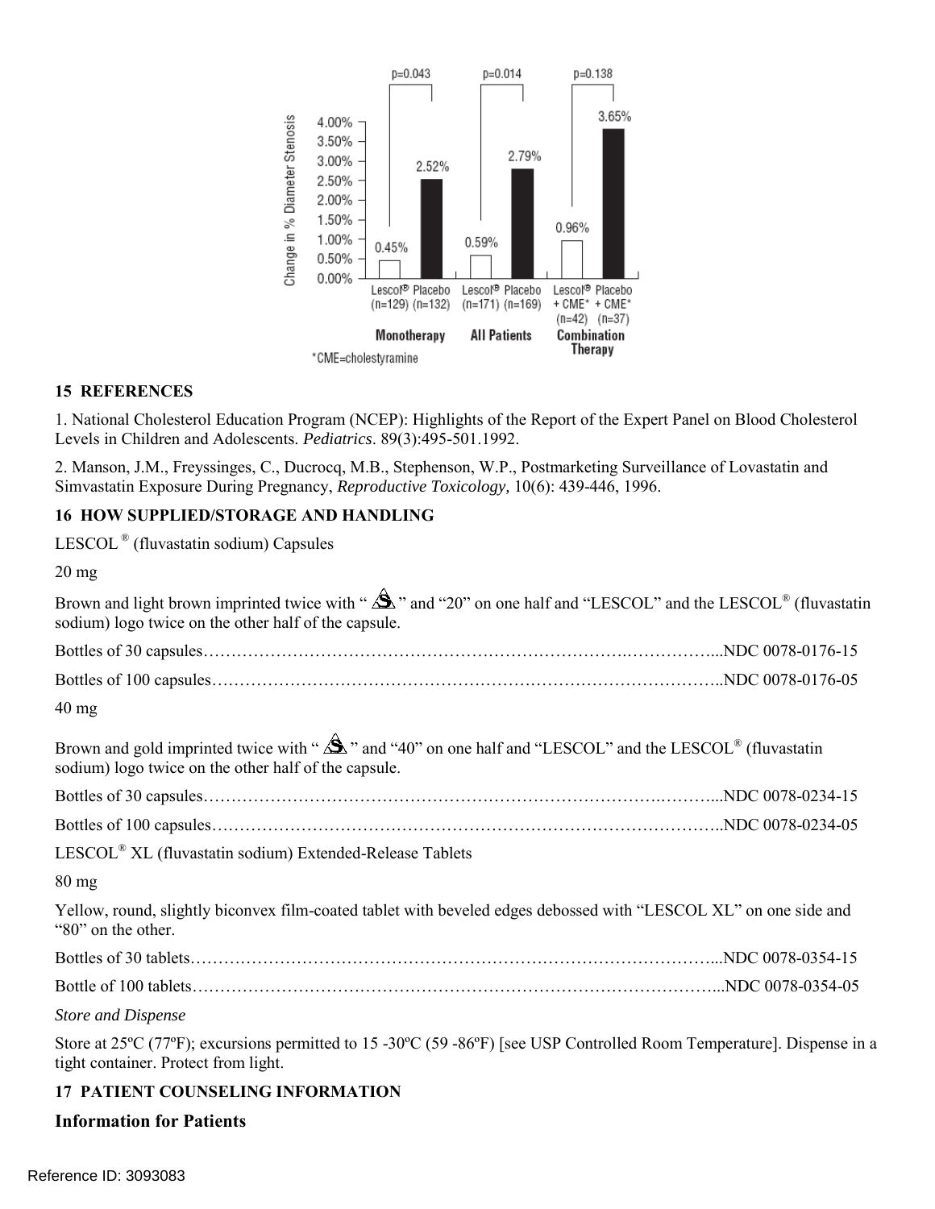## 15 REFERENCES

1. National Cholesterol Education Program (NCEP): Highlights of the Report of the Expert Panel on Blood Cholesterol Levels in Children and Adolescents. *Pediatrics*. 89(3):495-501.1992.

2. Manson, J.M., Freyssinges, C., Ducrocq, M.B., Stephenson, W.P., Postmarketing Surveillance of Lovastatin and Simvastatin Exposure During Pregnancy, *Reproductive Toxicology,* 10(6): 439-446, 1996.

## 16 HOW SUPPLIED/STORAGE AND HANDLING

LESCOL® (fluvastatin sodium) Capsules

20 mg

Brown and light brown imprinted twice with " " and "20" on one half and "LESCOL" and the LESCOL® (fluvastatin sodium) logo twice on the other half of the capsule.

Bottles of 30 capsules……………………………………………………………………………...NDC 0078-0176-15

Bottles of 100 capsules…………………………………………………………………………..NDC 0078-0176-05

40 mg

Brown and gold imprinted twice with " " and "40" on one half and "LESCOL" and the LESCOL® (fluvastatin sodium) logo twice on the other half of the capsule.

Bottles of 30 capsules……………………………………………………………………………...NDC 0078-0234-15

Bottles of 100 capsules…………………………………………………………………………..NDC 0078-0234-05

LESCOL® XL (fluvastatin sodium) Extended-Release Tablets

80 mg

Yellow, round, slightly biconvex film-coated tablet with beveled edges debossed with "LESCOL XL" on one side and "80" on the other.

Bottles of 30 tablets……………………………………………………………………………...NDC 0078-0354-15

Bottle of 100 tablets……………………………………………………………………………...NDC 0078-0354-05

*Store and Dispense*

Store at 25ºC (77ºF); excursions permitted to 15 -30ºC (59 -86ºF) [see USP Controlled Room Temperature]. Dispense in a tight container. Protect from light.

## 17 PATIENT COUNSELING INFORMATION

### Information for Patients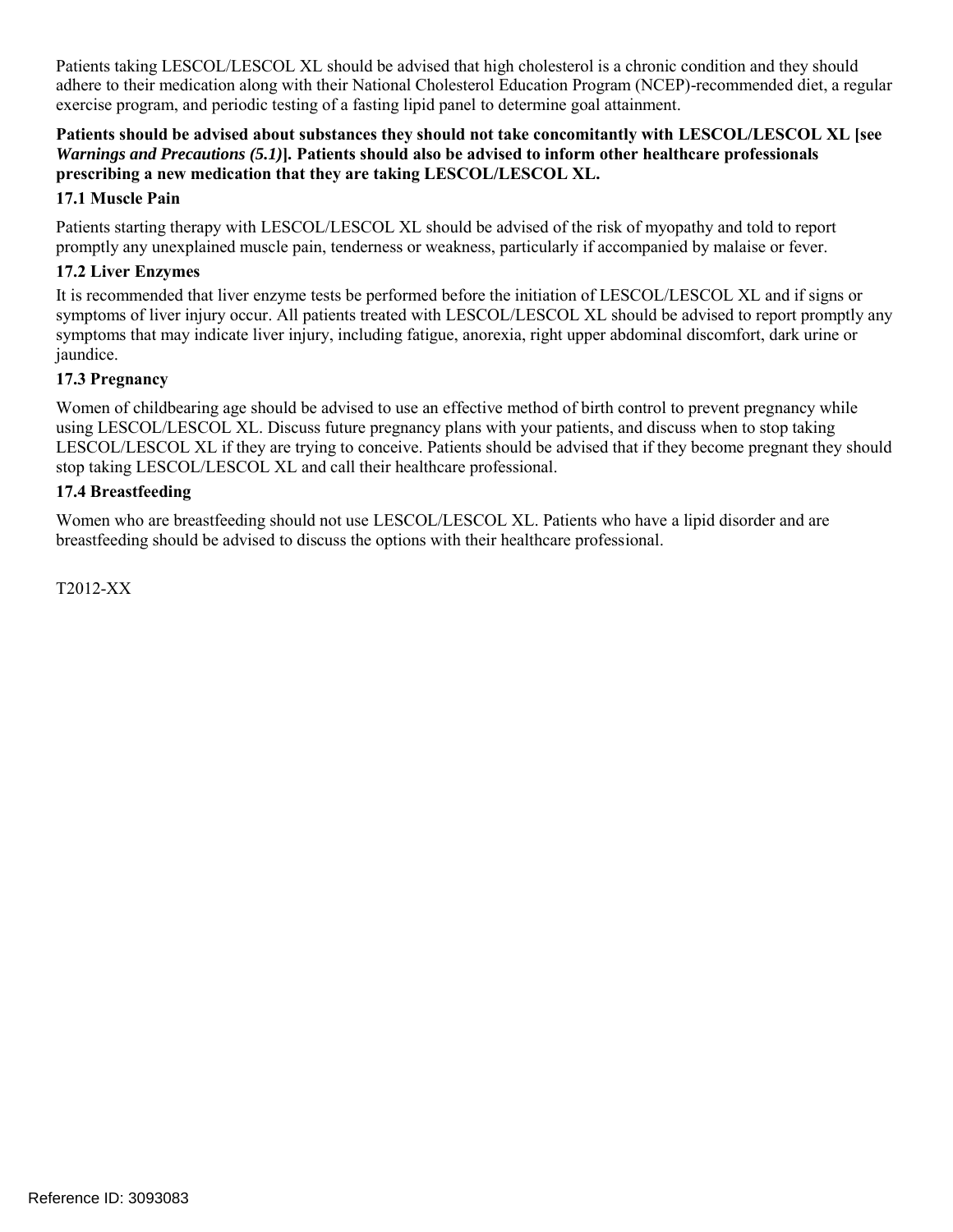Patients taking LESCOL/LESCOL XL should be advised that high cholesterol is a chronic condition and they should adhere to their medication along with their National Cholesterol Education Program (NCEP)-recommended diet, a regular exercise program, and periodic testing of a fasting lipid panel to determine goal attainment.

**Patients should be advised about substances they should not take concomitantly with LESCOL/LESCOL XL [see *Warnings and Precautions (5.1)*]. Patients should also be advised to inform other healthcare professionals prescribing a new medication that they are taking LESCOL/LESCOL XL.**

### 17.1 Muscle Pain

Patients starting therapy with LESCOL/LESCOL XL should be advised of the risk of myopathy and told to report promptly any unexplained muscle pain, tenderness or weakness, particularly if accompanied by malaise or fever.

### 17.2 Liver Enzymes

It is recommended that liver enzyme tests be performed before the initiation of LESCOL/LESCOL XL and if signs or symptoms of liver injury occur. All patients treated with LESCOL/LESCOL XL should be advised to report promptly any symptoms that may indicate liver injury, including fatigue, anorexia, right upper abdominal discomfort, dark urine or jaundice.

### 17.3 Pregnancy

Women of childbearing age should be advised to use an effective method of birth control to prevent pregnancy while using LESCOL/LESCOL XL. Discuss future pregnancy plans with your patients, and discuss when to stop taking LESCOL/LESCOL XL if they are trying to conceive. Patients should be advised that if they become pregnant they should stop taking LESCOL/LESCOL XL and call their healthcare professional.

### 17.4 Breastfeeding

Women who are breastfeeding should not use LESCOL/LESCOL XL. Patients who have a lipid disorder and are breastfeeding should be advised to discuss the options with their healthcare professional.

T2012-XX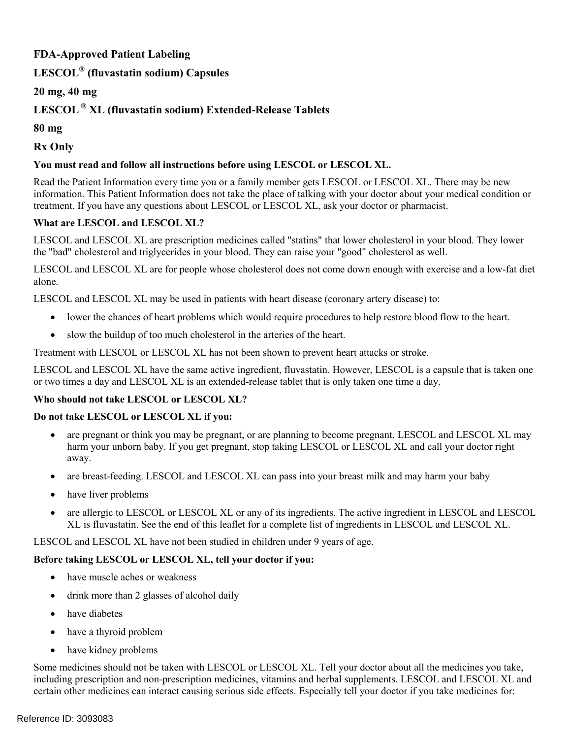**FDA-Approved Patient Labeling**

**LESCOL® (fluvastatin sodium) Capsules**

**20 mg, 40 mg**

**LESCOL ® XL (fluvastatin sodium) Extended-Release Tablets**

**80 mg**

**Rx Only**

**You must read and follow all instructions before using LESCOL or LESCOL XL.**

Read the Patient Information every time you or a family member gets LESCOL or LESCOL XL. There may be new information. This Patient Information does not take the place of talking with your doctor about your medical condition or treatment. If you have any questions about LESCOL or LESCOL XL, ask your doctor or pharmacist.

**What are LESCOL and LESCOL XL?**

LESCOL and LESCOL XL are prescription medicines called "statins" that lower cholesterol in your blood. They lower the "bad" cholesterol and triglycerides in your blood. They can raise your "good" cholesterol as well.

LESCOL and LESCOL XL are for people whose cholesterol does not come down enough with exercise and a low-fat diet alone.

LESCOL and LESCOL XL may be used in patients with heart disease (coronary artery disease) to:

- lower the chances of heart problems which would require procedures to help restore blood flow to the heart.
- slow the buildup of too much cholesterol in the arteries of the heart.

Treatment with LESCOL or LESCOL XL has not been shown to prevent heart attacks or stroke.

LESCOL and LESCOL XL have the same active ingredient, fluvastatin. However, LESCOL is a capsule that is taken one or two times a day and LESCOL XL is an extended-release tablet that is only taken one time a day.

**Who should not take LESCOL or LESCOL XL?**

**Do not take LESCOL or LESCOL XL if you:**

- are pregnant or think you may be pregnant, or are planning to become pregnant. LESCOL and LESCOL XL may harm your unborn baby. If you get pregnant, stop taking LESCOL or LESCOL XL and call your doctor right away.
- are breast-feeding. LESCOL and LESCOL XL can pass into your breast milk and may harm your baby
- have liver problems
- are allergic to LESCOL or LESCOL XL or any of its ingredients. The active ingredient in LESCOL and LESCOL XL is fluvastatin. See the end of this leaflet for a complete list of ingredients in LESCOL and LESCOL XL.

LESCOL and LESCOL XL have not been studied in children under 9 years of age.

**Before taking LESCOL or LESCOL XL, tell your doctor if you:**

- have muscle aches or weakness
- drink more than 2 glasses of alcohol daily
- have diabetes
- have a thyroid problem
- have kidney problems

Some medicines should not be taken with LESCOL or LESCOL XL. Tell your doctor about all the medicines you take, including prescription and non-prescription medicines, vitamins and herbal supplements. LESCOL and LESCOL XL and certain other medicines can interact causing serious side effects. Especially tell your doctor if you take medicines for: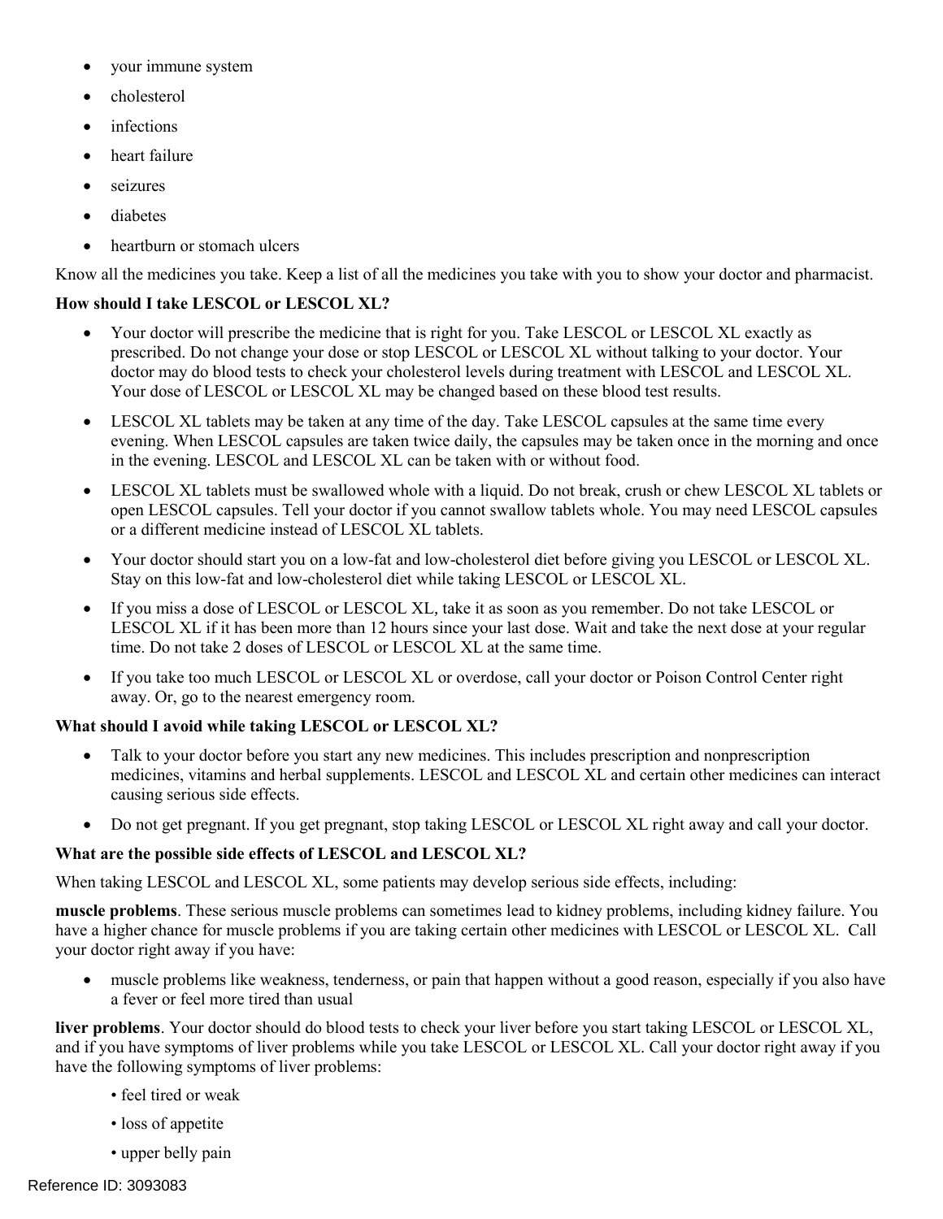- your immune system
- cholesterol
- infections
- heart failure
- seizures
- diabetes
- heartburn or stomach ulcers

Know all the medicines you take. Keep a list of all the medicines you take with you to show your doctor and pharmacist.

**How should I take LESCOL or LESCOL XL?**

- Your doctor will prescribe the medicine that is right for you. Take LESCOL or LESCOL XL exactly as prescribed. Do not change your dose or stop LESCOL or LESCOL XL without talking to your doctor. Your doctor may do blood tests to check your cholesterol levels during treatment with LESCOL and LESCOL XL. Your dose of LESCOL or LESCOL XL may be changed based on these blood test results.
- LESCOL XL tablets may be taken at any time of the day. Take LESCOL capsules at the same time every evening. When LESCOL capsules are taken twice daily, the capsules may be taken once in the morning and once in the evening. LESCOL and LESCOL XL can be taken with or without food.
- LESCOL XL tablets must be swallowed whole with a liquid. Do not break, crush or chew LESCOL XL tablets or open LESCOL capsules. Tell your doctor if you cannot swallow tablets whole. You may need LESCOL capsules or a different medicine instead of LESCOL XL tablets.
- Your doctor should start you on a low-fat and low-cholesterol diet before giving you LESCOL or LESCOL XL. Stay on this low-fat and low-cholesterol diet while taking LESCOL or LESCOL XL.
- If you miss a dose of LESCOL or LESCOL XL, take it as soon as you remember. Do not take LESCOL or LESCOL XL if it has been more than 12 hours since your last dose. Wait and take the next dose at your regular time. Do not take 2 doses of LESCOL or LESCOL XL at the same time.
- If you take too much LESCOL or LESCOL XL or overdose, call your doctor or Poison Control Center right away. Or, go to the nearest emergency room.

**What should I avoid while taking LESCOL or LESCOL XL?**

- Talk to your doctor before you start any new medicines. This includes prescription and nonprescription medicines, vitamins and herbal supplements. LESCOL and LESCOL XL and certain other medicines can interact causing serious side effects.
- Do not get pregnant. If you get pregnant, stop taking LESCOL or LESCOL XL right away and call your doctor.

**What are the possible side effects of LESCOL and LESCOL XL?**

When taking LESCOL and LESCOL XL, some patients may develop serious side effects, including:

**muscle problems**. These serious muscle problems can sometimes lead to kidney problems, including kidney failure. You have a higher chance for muscle problems if you are taking certain other medicines with LESCOL or LESCOL XL. Call your doctor right away if you have:

- muscle problems like weakness, tenderness, or pain that happen without a good reason, especially if you also have a fever or feel more tired than usual

**liver problems**. Your doctor should do blood tests to check your liver before you start taking LESCOL or LESCOL XL, and if you have symptoms of liver problems while you take LESCOL or LESCOL XL. Call your doctor right away if you have the following symptoms of liver problems:

- feel tired or weak
- loss of appetite
- upper belly pain

Reference ID: 3093083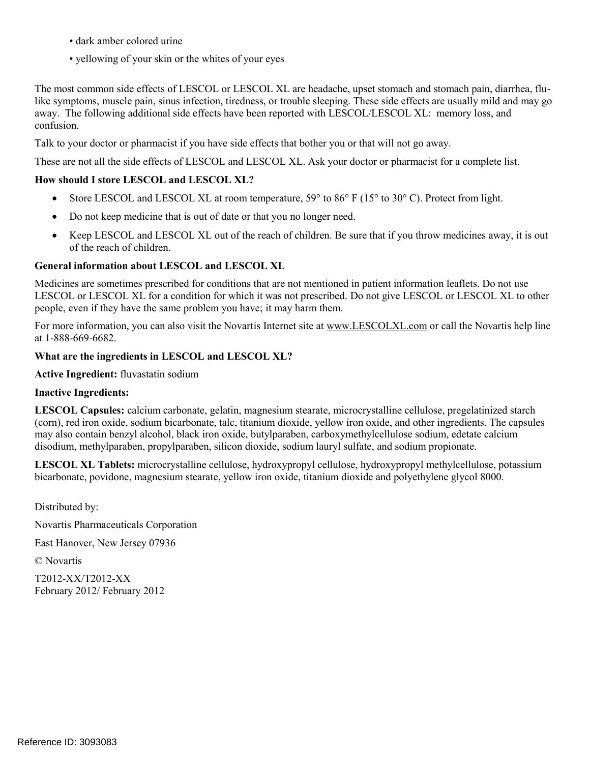- dark amber colored urine
- yellowing of your skin or the whites of your eyes

The most common side effects of LESCOL or LESCOL XL are headache, upset stomach and stomach pain, diarrhea, flu-like symptoms, muscle pain, sinus infection, tiredness, or trouble sleeping. These side effects are usually mild and may go away. The following additional side effects have been reported with LESCOL/LESCOL XL: memory loss, and confusion.

Talk to your doctor or pharmacist if you have side effects that bother you or that will not go away.

These are not all the side effects of LESCOL and LESCOL XL. Ask your doctor or pharmacist for a complete list.

**How should I store LESCOL and LESCOL XL?**

- Store LESCOL and LESCOL XL at room temperature, 59° to 86° F (15° to 30° C). Protect from light.
- Do not keep medicine that is out of date or that you no longer need.
- Keep LESCOL and LESCOL XL out of the reach of children. Be sure that if you throw medicines away, it is out of the reach of children.

**General information about LESCOL and LESCOL XL**

Medicines are sometimes prescribed for conditions that are not mentioned in patient information leaflets. Do not use LESCOL or LESCOL XL for a condition for which it was not prescribed. Do not give LESCOL or LESCOL XL to other people, even if they have the same problem you have; it may harm them.

For more information, you can also visit the Novartis Internet site at www.LESCOLXL.com or call the Novartis help line at 1-888-669-6682.

**What are the ingredients in LESCOL and LESCOL XL?**

**Active Ingredient:** fluvastatin sodium

**Inactive Ingredients:**

**LESCOL Capsules:** calcium carbonate, gelatin, magnesium stearate, microcrystalline cellulose, pregelatinized starch (corn), red iron oxide, sodium bicarbonate, talc, titanium dioxide, yellow iron oxide, and other ingredients. The capsules may also contain benzyl alcohol, black iron oxide, butylparaben, carboxymethylcellulose sodium, edetate calcium disodium, methylparaben, propylparaben, silicon dioxide, sodium lauryl sulfate, and sodium propionate.

**LESCOL XL Tablets:** microcrystalline cellulose, hydroxypropyl cellulose, hydroxypropyl methylcellulose, potassium bicarbonate, povidone, magnesium stearate, yellow iron oxide, titanium dioxide and polyethylene glycol 8000.

Distributed by:

Novartis Pharmaceuticals Corporation

East Hanover, New Jersey 07936

© Novartis

T2012-XX/T2012-XX
February 2012/ February 2012